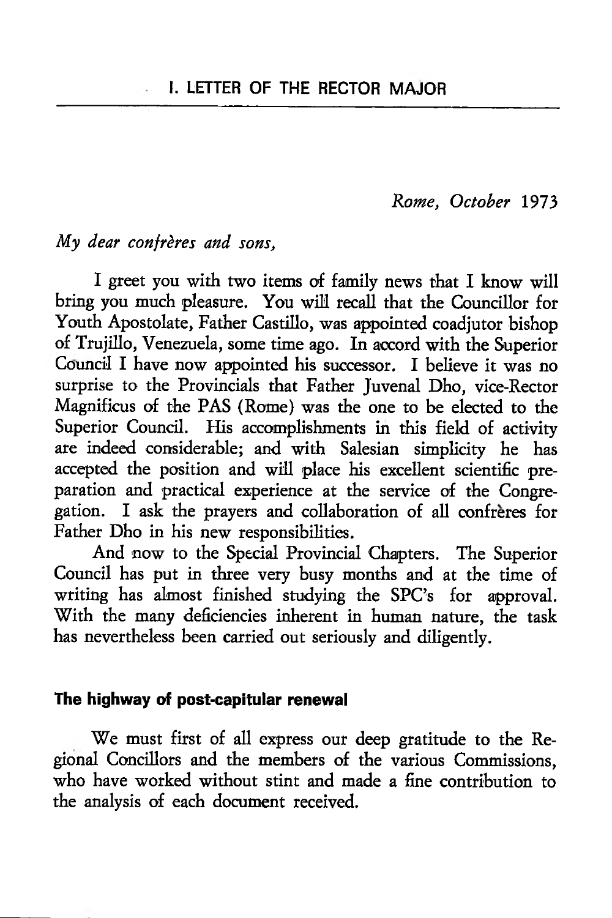# I. LETTER OF THE RECTOR MAJOR

*Rome, October* 1973

*My dear confrères and sons,*

I greet you with two items of family news that I know will bring you much pleasure. You will recall that the Councillor for Youth Apostolate, Father Castillo, was appointed coadjutor bishop of Trujillo, Venezuela, some time ago. In accord with the Superior Council I have now appointed his successor. I believe it was no surprise to the Provincials that Father Juvenal Dho, vice-Rector Magnificus of the PAS (Rome) was the one to be elected to the Superior Council. His accomplishments in this field of activity are indeed considerable; and with Salesian simplicity he has accepted the position and will place his excellent scientific preparation and practical experience at the service of the Congregation. I ask the prayers and collaboration of all confrères for Father Dho in his new responsibilities.

And now to the Special Provincial Chapters. The Superior Council has put in three very busy months and at the time of writing has almost finished studying the SPC's for approval. With the many deficiencies inherent in human nature, the task has nevertheless been carried out seriously and diligently.

## The highway of post-capitular renewal

We must first of all express our deep gratitude to the Regional Concillors and the members of the various Commissions, who have worked without stint and made a fine contribution to the analysis of each document received.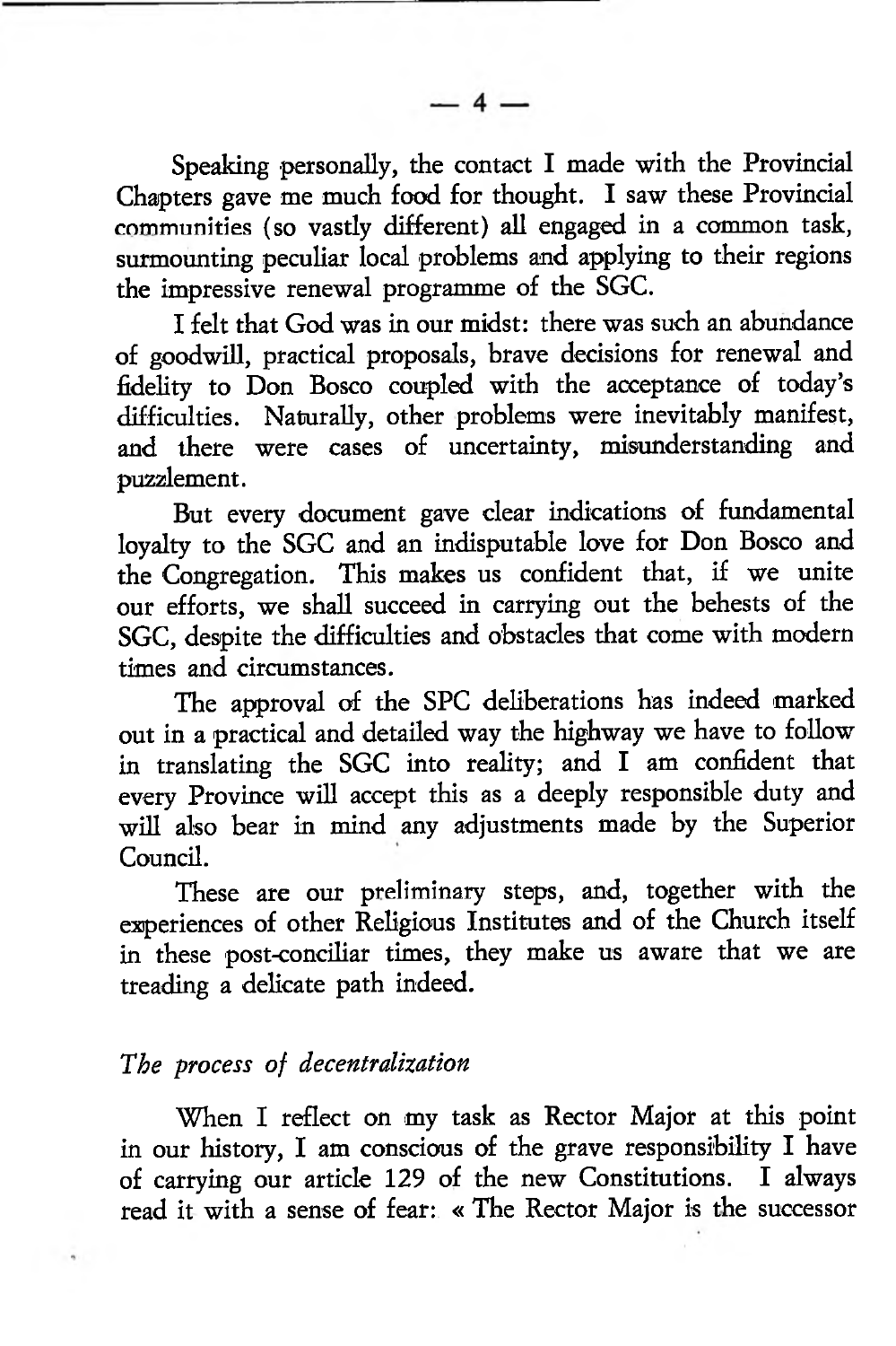Speaking personally, the contact I made with the Provincial Chapters gave me much food for thought. I saw these Provincial communities (so vastly different) all engaged in a common task, surmounting peculiar local problems and applying to their regions the impressive renewal programme of the SGC.

I felt that God was in our midst: there was such an abundance of goodwill, practical proposals, brave decisions for renewal and fidelity to Don Bosco coupled with the acceptance of today's difficulties. Naturally, other problems were inevitably manifest, and there were cases of uncertainty, misunderstanding and puzzlement.

But every document gave clear indications of fundamental loyalty to the SGC and an indisputable love for Don Bosco and the Congregation. This makes us confident that, if we unite our efforts, we shall succeed in carrying out the behests of the SGC, despite the difficulties and obstacles that come with modern times and circumstances.

The approval of the SPC deliberations has indeed marked out in a practical and detailed way the highway we have to follow in translating the SGC into reality; and I am confident that every Province will accept this as a deeply responsible duty and will also bear in mind any adjustments made by the Superior Council.

These are our preliminary steps, and, together with the experiences of other Religious Institutes and of the Church itself in these post-conciliar times, they make us aware that we are treading a delicate path indeed.

*The process of decentralization*

When I reflect on my task as Rector Major at this point in our history, I am conscious of the grave responsibility I have of carrying our article 129 of the new Constitutions. I always read it with a sense of fear: « The Rector Major is the successor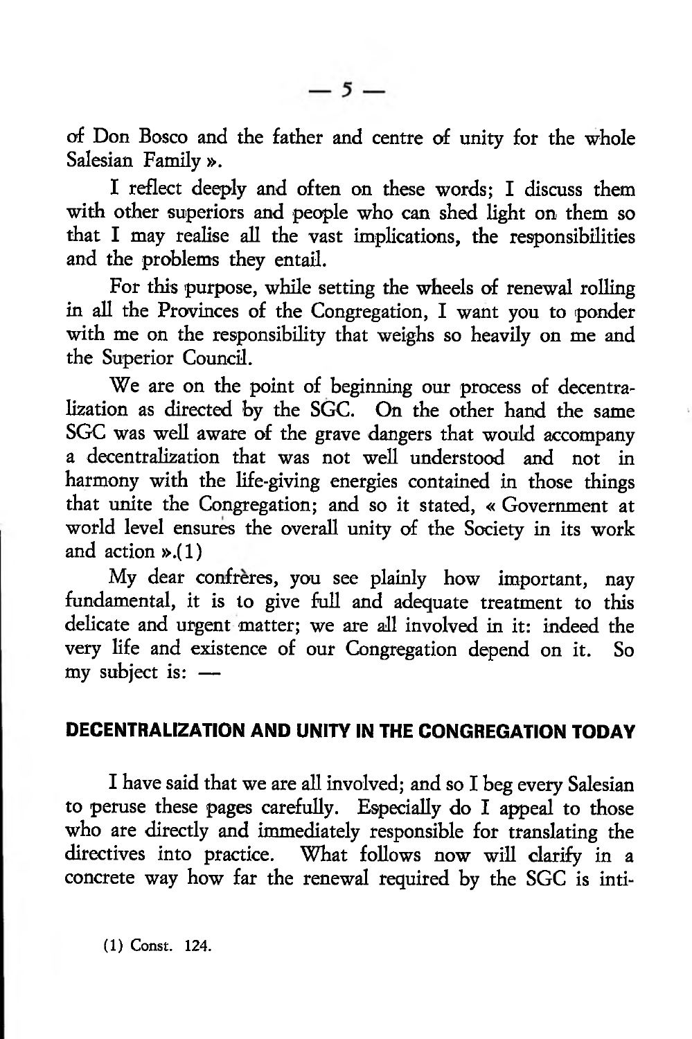of Don Bosco and the father and centre of unity for the whole Salesian Family ».

I reflect deeply and often on these words; I discuss them with other superiors and people who can shed light on them so that I may realise all the vast implications, the responsibilities and the problems they entail.

For this purpose, while setting the wheels of renewal rolling in all the Provinces of the Congregation, I want you to ponder with me on the responsibility that weighs so heavily on me and the Superior Council.

We are on the point of beginning our process of decentralization as directed by the SGC. On the other hand the same SGC was well aware of the grave dangers that would accompany a decentralization that was not well understood and not in harmony with the life-giving energies contained in those things that unite the Congregation; and so it stated, « Government at world level ensures the overall unity of the Society in its work and action ».(1)

My dear confrères, you see plainly how important, nay fundamental, it is to give full and adequate treatment to this delicate and urgent matter; we are all involved in it: indeed the very life and existence of our Congregation depend on it. So my subject is: —

## DECENTRALIZATION AND UNITY IN THE CONGREGATION TODAY

I have said that we are all involved; and so I beg every Salesian to peruse these pages carefully. Especially do I appeal to those who are directly and immediately responsible for translating the directives into practice. What follows now will clarify in a concrete way how far the renewal required by the SGC is inti-

(1) Const. 124.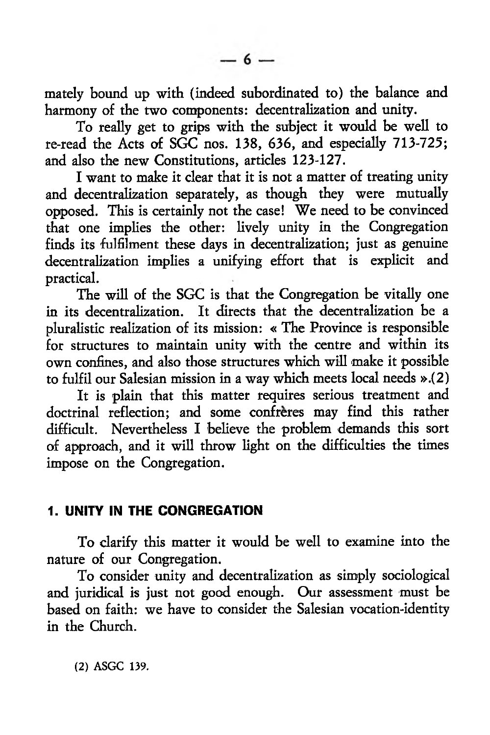mately bound up with (indeed subordinated to) the balance and harmony of the two components: decentralization and unity.

To really get to grips with the subject it would be well to re-read the Acts of SGC nos. 138, 636, and especially 713-725; and also the new Constitutions, articles 123-127.

I want to make it clear that it is not a matter of treating unity and decentralization separately, as though they were mutually opposed. This is certainly not the case! We need to be convinced that one implies the other: lively unity in the Congregation finds its fulfilment these days in decentralization; just as genuine decentralization implies a unifying effort that is explicit and practical.

The will of the SGC is that the Congregation be vitally one in its decentralization. It directs that the decentralization be a pluralistic realization of its mission: « The Province is responsible for structures to maintain unity with the centre and within its own confines, and also those structures which will make it possible to fulfil our Salesian mission in a way which meets local needs ».(2)

It is plain that this matter requires serious treatment and doctrinal reflection; and some confrères may find this rather difficult. Nevertheless I believe the problem demands this sort of approach, and it will throw light on the difficulties the times impose on the Congregation.

## 1. UNITY IN THE CONGREGATION

To clarify this matter it would be well to examine into the nature of our Congregation.

To consider unity and decentralization as simply sociological and juridical is just not good enough. Our assessment must be based on faith: we have to consider the Salesian vocation-identity in the Church.

(2) ASGC 139.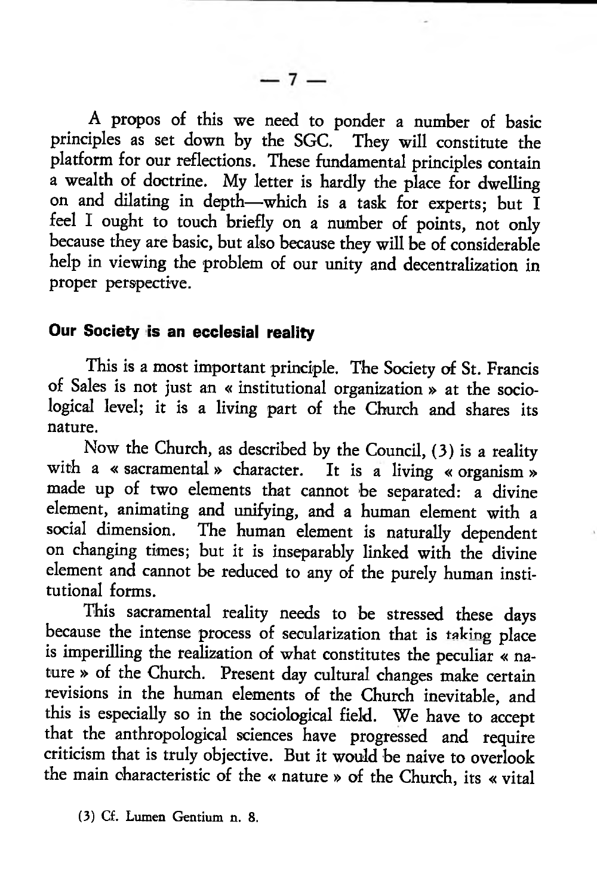A propos of this we need to ponder a number of basic principles as set down by the SGC. They will constitute the platform for our reflections. These fundamental principles contain a wealth of doctrine. My letter is hardly the place for dwelling on and dilating in depth—which is a task for experts; but I feel I ought to touch briefly on a number of points, not only because they are basic, but also because they will be of considerable help in viewing the problem of our unity and decentralization in proper perspective.

## Our Society is an ecclesial reality

This is a most important principle. The Society of St. Francis of Sales is not just an « institutional organization » at the sociological level; it is a living part of the Church and shares its nature.

Now the Church, as described by the Council, (3) is a reality with a « sacramental » character. It is a living « organism » made up of two elements that cannot be separated: a divine element, animating and unifying, and a human element with a social dimension. The human element is naturally dependent on changing times; but it is inseparably linked with the divine element and cannot be reduced to any of the purely human institutional forms.

This sacramental reality needs to be stressed these days because the intense process of secularization that is taking place is imperilling the realization of what constitutes the peculiar « nature » of the Church. Present day cultural changes make certain revisions in the human elements of the Church inevitable, and this is especially so in the sociological field. We have to accept that the anthropological sciences have progressed and require criticism that is truly objective. But it would be naive to overlook the main characteristic of the « nature » of the Church, its « vital

(3) Cf. Lumen Gentium n. 8.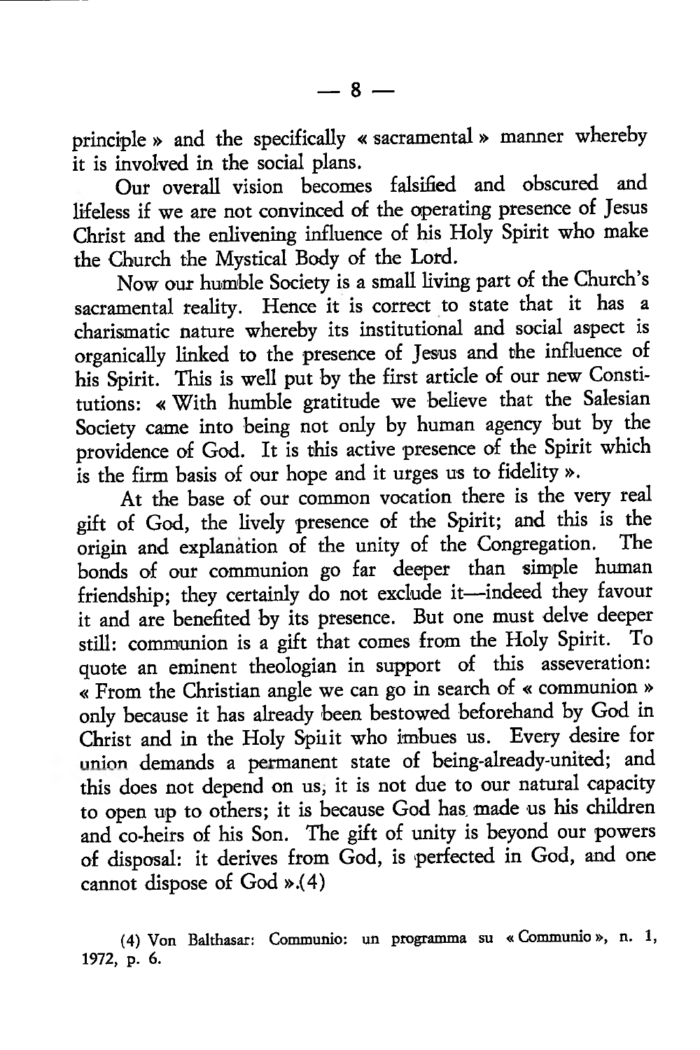principle » and the specifically « sacramental » manner whereby it is involved in the social plans.

Our overall vision becomes falsified and obscured and lifeless if we are not convinced of the operating presence of Jesus Christ and the enlivening influence of his Holy Spirit who make the Church the Mystical Body of the Lord.

Now our humble Society is a small living part of the Church's sacramental reality. Hence it is correct to state that it has a charismatic nature whereby its institutional and social aspect is organically linked to the presence of Jesus and the influence of his Spirit. This is well put by the first article of our new Constitutions: « With humble gratitude we believe that the Salesian Society came into being not only by human agency but by the providence of God. It is this active presence of the Spirit which is the firm basis of our hope and it urges us to fidelity ».

At the base of our common vocation there is the very real gift of God, the lively presence of the Spirit; and this is the origin and explanation of the unity of the Congregation. The bonds of our communion go far deeper than simple human friendship; they certainly do not exclude it—indeed they favour it and are benefited by its presence. But one must delve deeper still: communion is a gift that comes from the Holy Spirit. To quote an eminent theologian in support of this asseveration: « From the Christian angle we can go in search of « communion » only because it has already been bestowed beforehand by God in Christ and in the Holy Spirit who imbues us. Every desire for union demands a permanent state of being-already-united; and this does not depend on us, it is not due to our natural capacity to open up to others; it is because God has made us his children and co-heirs of his Son. The gift of unity is beyond our powers of disposal: it derives from God, is perfected in God, and one cannot dispose of God ».(4)

(4) Von Balthasar: Communio: un programma su « Communio », n. 1, 1972, p. 6.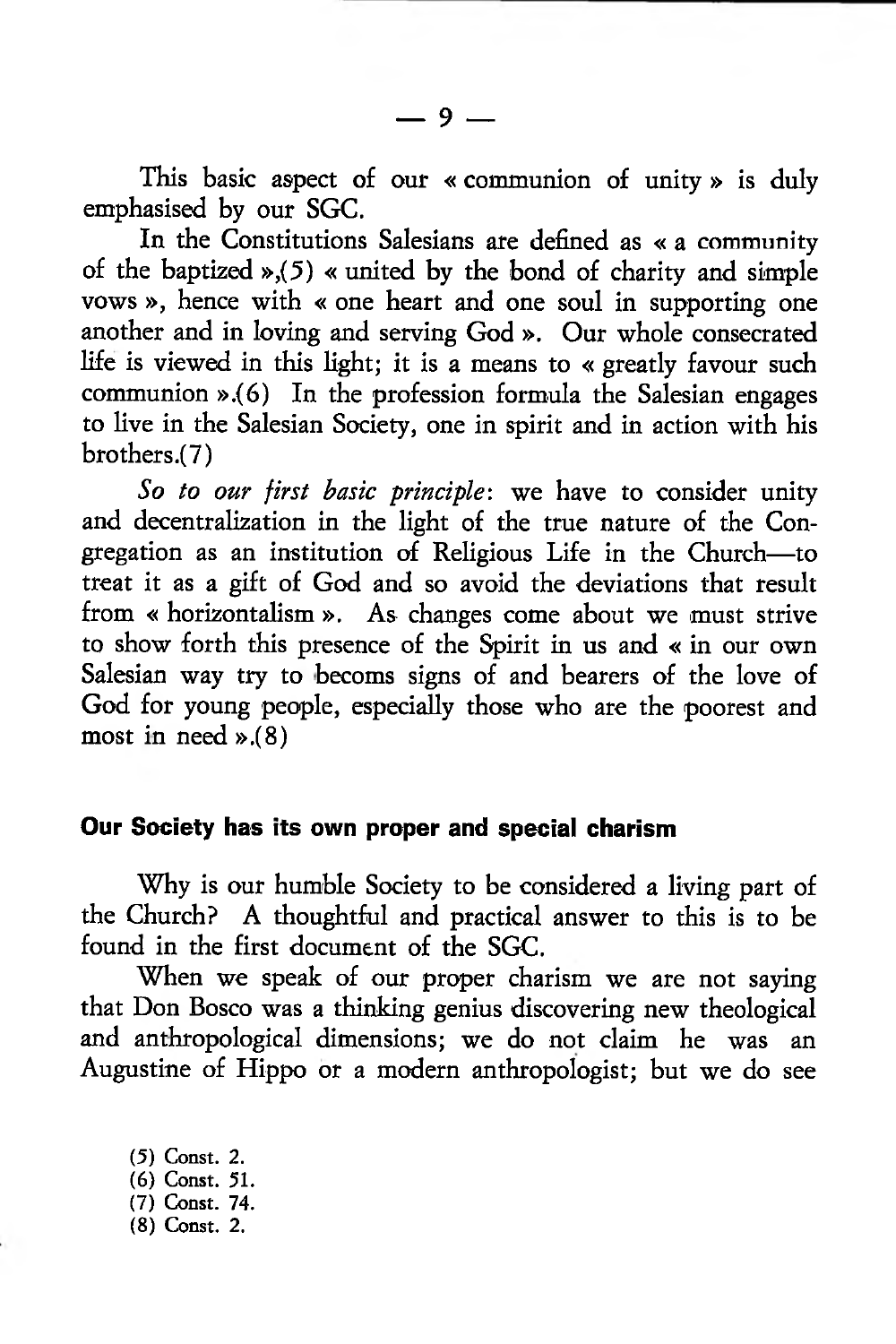This basic aspect of our « communion of unity » is duly emphasised by our SGC.

In the Constitutions Salesians are defined as « a community of the baptized »,(5) « united by the bond of charity and simple vows », hence with « one heart and one soul in supporting one another and in loving and serving God ». Our whole consecrated life is viewed in this light; it is a means to « greatly favour such communion ».(6) In the profession formula the Salesian engages to live in the Salesian Society, one in spirit and in action with his brothers.(7)

*So to our first basic principle*: we have to consider unity and decentralization in the light of the true nature of the Congregation as an institution of Religious Life in the Church—to treat it as a gift of God and so avoid the deviations that result from « horizontalism ». As changes come about we must strive to show forth this presence of the Spirit in us and « in our own Salesian way try to becoms signs of and bearers of the love of God for young people, especially those who are the poorest and most in need ».(8)

## Our Society has its own proper and special charism

Why is our humble Society to be considered a living part of the Church? A thoughtful and practical answer to this is to be found in the first document of the SGC.

When we speak of our proper charism we are not saying that Don Bosco was a thinking genius discovering new theological and anthropological dimensions; we do not claim he was an Augustine of Hippo or a modern anthropologist; but we do see

(5) Const. 2.
(6) Const. 51.
(7) Const. 74.
(8) Const. 2.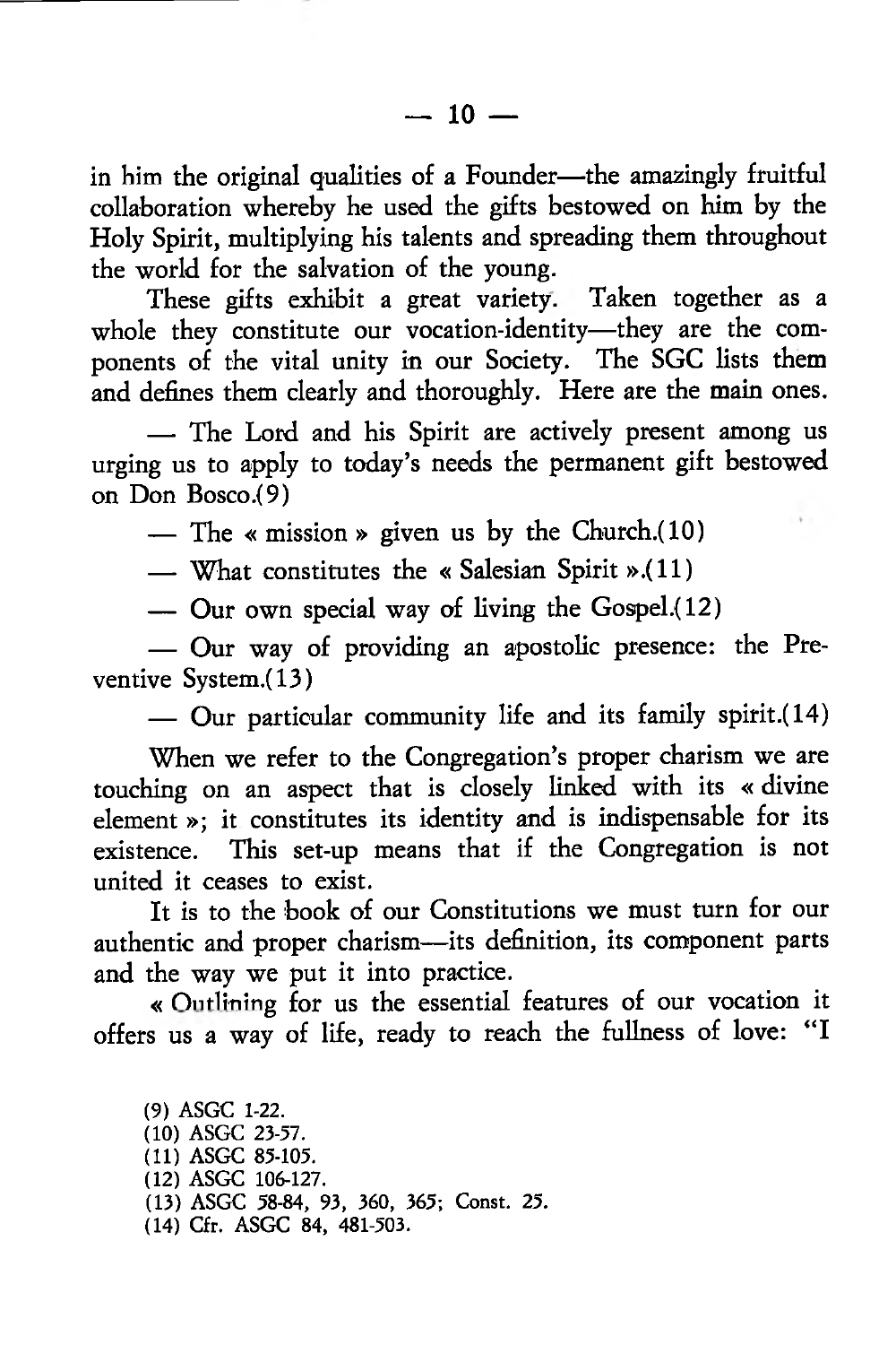in him the original qualities of a Founder—the amazingly fruitful collaboration whereby he used the gifts bestowed on him by the Holy Spirit, multiplying his talents and spreading them throughout the world for the salvation of the young.

These gifts exhibit a great variety. Taken together as a whole they constitute our vocation-identity—they are the components of the vital unity in our Society. The SGC lists them and defines them clearly and thoroughly. Here are the main ones.

— The Lord and his Spirit are actively present among us urging us to apply to today's needs the permanent gift bestowed on Don Bosco.(9)

— The « mission » given us by the Church.(10)

— What constitutes the « Salesian Spirit ».(11)

— Our own special way of living the Gospel.(12)

— Our way of providing an apostolic presence: the Preventive System.(13)

— Our particular community life and its family spirit.(14)

When we refer to the Congregation's proper charism we are touching on an aspect that is closely linked with its « divine element »; it constitutes its identity and is indispensable for its existence. This set-up means that if the Congregation is not united it ceases to exist.

It is to the book of our Constitutions we must turn for our authentic and proper charism—its definition, its component parts and the way we put it into practice.

« Outlining for us the essential features of our vocation it offers us a way of life, ready to reach the fullness of love: "I

(9) ASGC 1-22.
(10) ASGC 23-57.
(11) ASGC 85-105.
(12) ASGC 106-127.
(13) ASGC 58-84, 93, 360, 365; Const. 25.
(14) Cfr. ASGC 84, 481-503.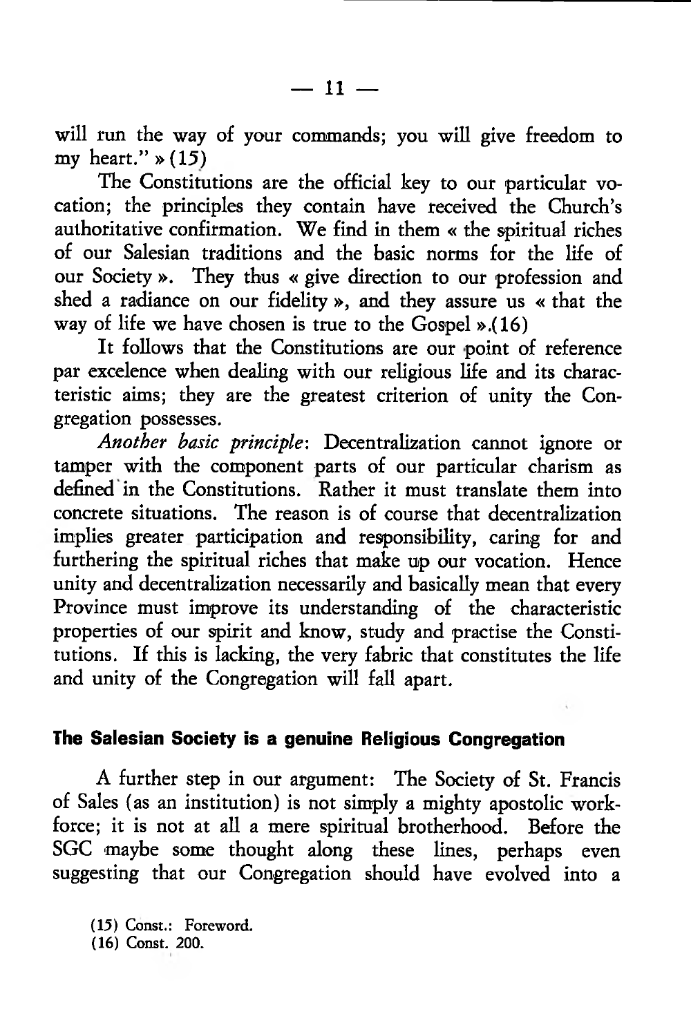will run the way of your commands; you will give freedom to my heart." » (15)

The Constitutions are the official key to our particular vocation; the principles they contain have received the Church's authoritative confirmation. We find in them « the spiritual riches of our Salesian traditions and the basic norms for the life of our Society ». They thus « give direction to our profession and shed a radiance on our fidelity », and they assure us « that the way of life we have chosen is true to the Gospel ».(16)

It follows that the Constitutions are our point of reference par excellence when dealing with our religious life and its characteristic aims; they are the greatest criterion of unity the Congregation possesses.

*Another basic principle*: Decentralization cannot ignore or tamper with the component parts of our particular charism as defined in the Constitutions. Rather it must translate them into concrete situations. The reason is of course that decentralization implies greater participation and responsibility, caring for and furthering the spiritual riches that make up our vocation. Hence unity and decentralization necessarily and basically mean that every Province must improve its understanding of the characteristic properties of our spirit and know, study and practise the Constitutions. If this is lacking, the very fabric that constitutes the life and unity of the Congregation will fall apart.

### The Salesian Society is a genuine Religious Congregation

A further step in our argument: The Society of St. Francis of Sales (as an institution) is not simply a mighty apostolic workforce; it is not at all a mere spiritual brotherhood. Before the SGC maybe some thought along these lines, perhaps even suggesting that our Congregation should have evolved into a

(15) Const.: Foreword.
(16) Const. 200.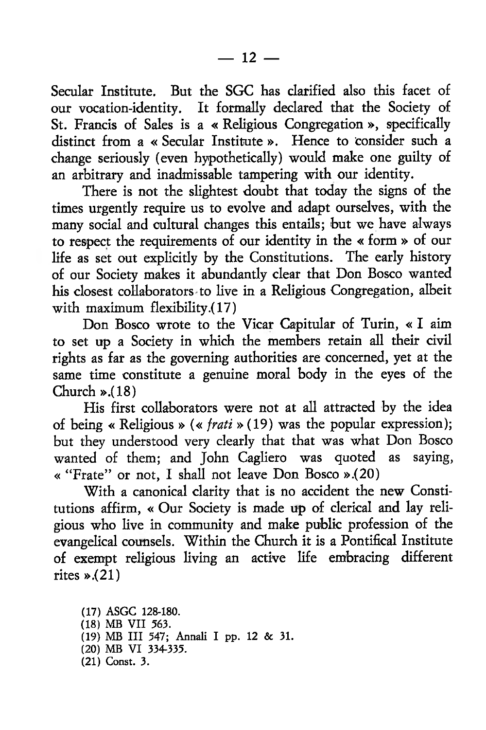Secular Institute. But the SGC has clarified also this facet of our vocation-identity. It formally declared that the Society of St. Francis of Sales is a « Religious Congregation », specifically distinct from a « Secular Institute ». Hence to consider such a change seriously (even hypothetically) would make one guilty of an arbitrary and inadmissable tampering with our identity.

There is not the slightest doubt that today the signs of the times urgently require us to evolve and adapt ourselves, with the many social and cultural changes this entails; but we have always to respect the requirements of our identity in the « form » of our life as set out explicitly by the Constitutions. The early history of our Society makes it abundantly clear that Don Bosco wanted his closest collaborators to live in a Religious Congregation, albeit with maximum flexibility.(17)

Don Bosco wrote to the Vicar Capitular of Turin, « I aim to set up a Society in which the members retain all their civil rights as far as the governing authorities are concerned, yet at the same time constitute a genuine moral body in the eyes of the Church ».(18)

His first collaborators were not at all attracted by the idea of being « Religious » (« *frati* » (19) was the popular expression); but they understood very clearly that that was what Don Bosco wanted of them; and John Cagliero was quoted as saying, « "Frate" or not, I shall not leave Don Bosco ».(20)

With a canonical clarity that is no accident the new Constitutions affirm, « Our Society is made up of clerical and lay religious who live in community and make public profession of the evangelical counsels. Within the Church it is a Pontifical Institute of exempt religious living an active life embracing different rites ».(21)

(17) ASGC 128-180.
(18) MB VII 563.
(19) MB III 547; Annali I pp. 12 & 31.
(20) MB VI 334-335.
(21) Const. 3.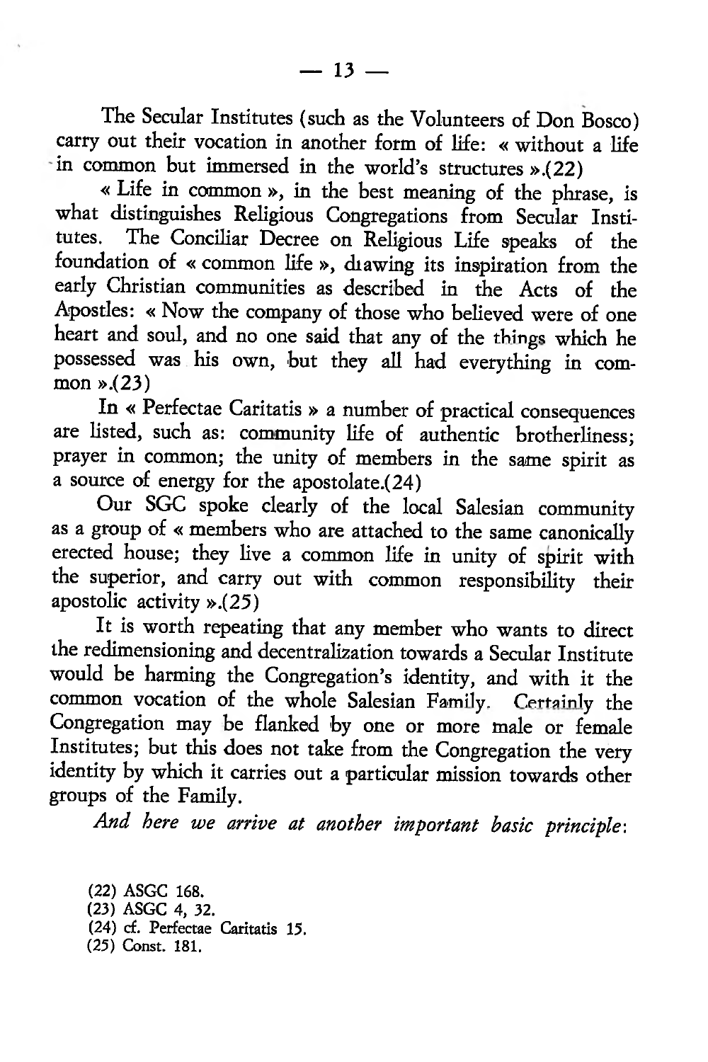The Secular Institutes (such as the Volunteers of Don Bosco) carry out their vocation in another form of life: « without a life in common but immersed in the world's structures ».(22)

« Life in common », in the best meaning of the phrase, is what distinguishes Religious Congregations from Secular Institutes. The Conciliar Decree on Religious Life speaks of the foundation of « common life », drawing its inspiration from the early Christian communities as described in the Acts of the Apostles: « Now the company of those who believed were of one heart and soul, and no one said that any of the things which he possessed was his own, but they all had everything in common ».(23)

In « Perfectae Caritatis » a number of practical consequences are listed, such as: community life of authentic brotherliness; prayer in common; the unity of members in the same spirit as a source of energy for the apostolate.(24)

Our SGC spoke clearly of the local Salesian community as a group of « members who are attached to the same canonically erected house; they live a common life in unity of spirit with the superior, and carry out with common responsibility their apostolic activity ».(25)

It is worth repeating that any member who wants to direct the redimensioning and decentralization towards a Secular Institute would be harming the Congregation's identity, and with it the common vocation of the whole Salesian Family. Certainly the Congregation may be flanked by one or more male or female Institutes; but this does not take from the Congregation the very identity by which it carries out a particular mission towards other groups of the Family.

*And here we arrive at another important basic principle*:

(22) ASGC 168.
(23) ASGC 4, 32.
(24) cf. Perfectae Caritatis 15.
(25) Const. 181.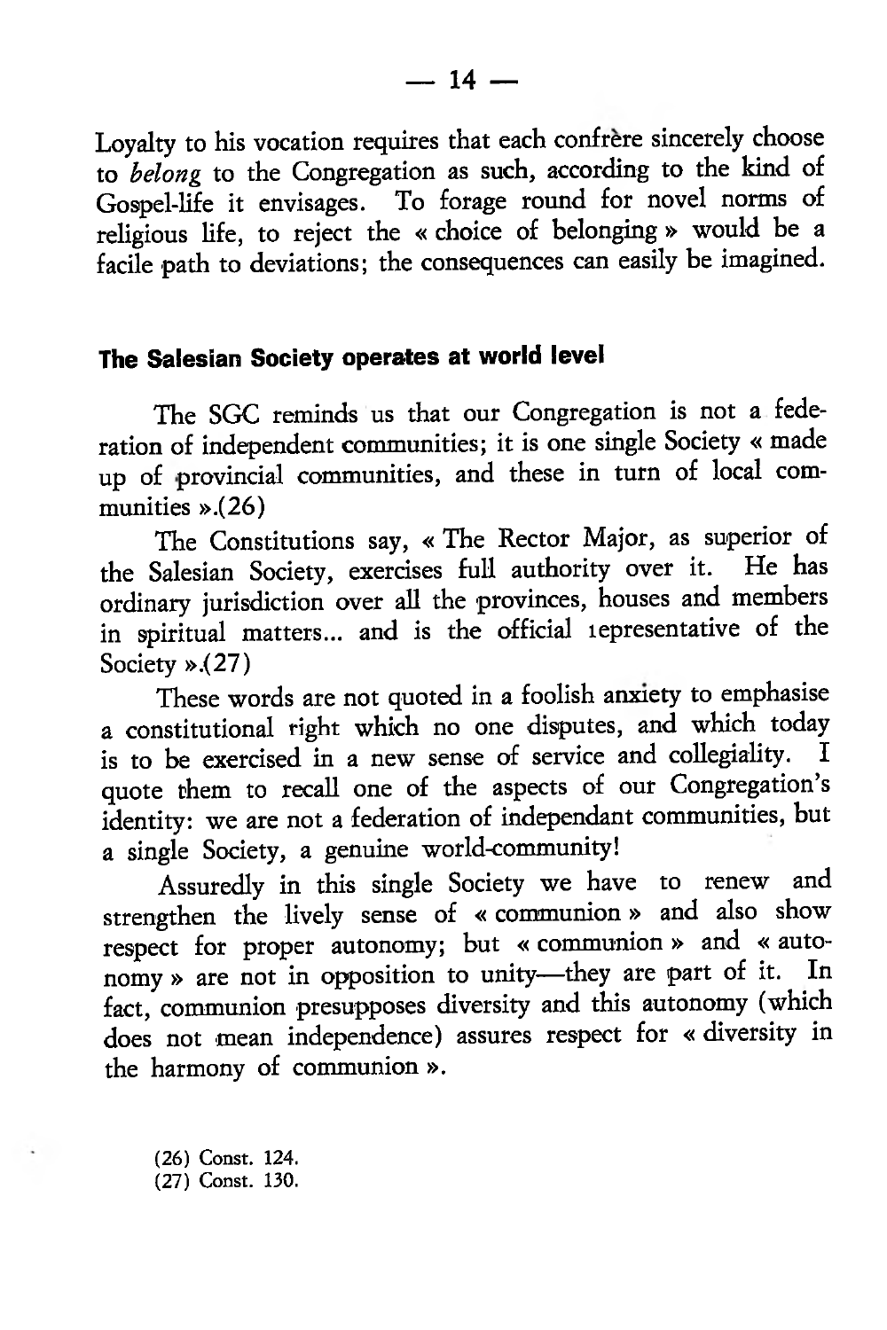Loyalty to his vocation requires that each confrère sincerely choose to *belong* to the Congregation as such, according to the kind of Gospel-life it envisages. To forage round for novel norms of religious life, to reject the « choice of belonging » would be a facile path to deviations; the consequences can easily be imagined.

## The Salesian Society operates at world level

The SGC reminds us that our Congregation is not a federation of independent communities; it is one single Society « made up of provincial communities, and these in turn of local communities ».(26)

The Constitutions say, « The Rector Major, as superior of the Salesian Society, exercises full authority over it. He has ordinary jurisdiction over all the provinces, houses and members in spiritual matters... and is the official representative of the Society ».(27)

These words are not quoted in a foolish anxiety to emphasise a constitutional right which no one disputes, and which today is to be exercised in a new sense of service and collegiality. I quote them to recall one of the aspects of our Congregation's identity: we are not a federation of independant communities, but a single Society, a genuine world-community!

Assuredly in this single Society we have to renew and strengthen the lively sense of « communion » and also show respect for proper autonomy; but « communion » and « autonomy » are not in opposition to unity—they are part of it. In fact, communion presupposes diversity and this autonomy (which does not mean independence) assures respect for « diversity in the harmony of communion ».

(26) Const. 124.
(27) Const. 130.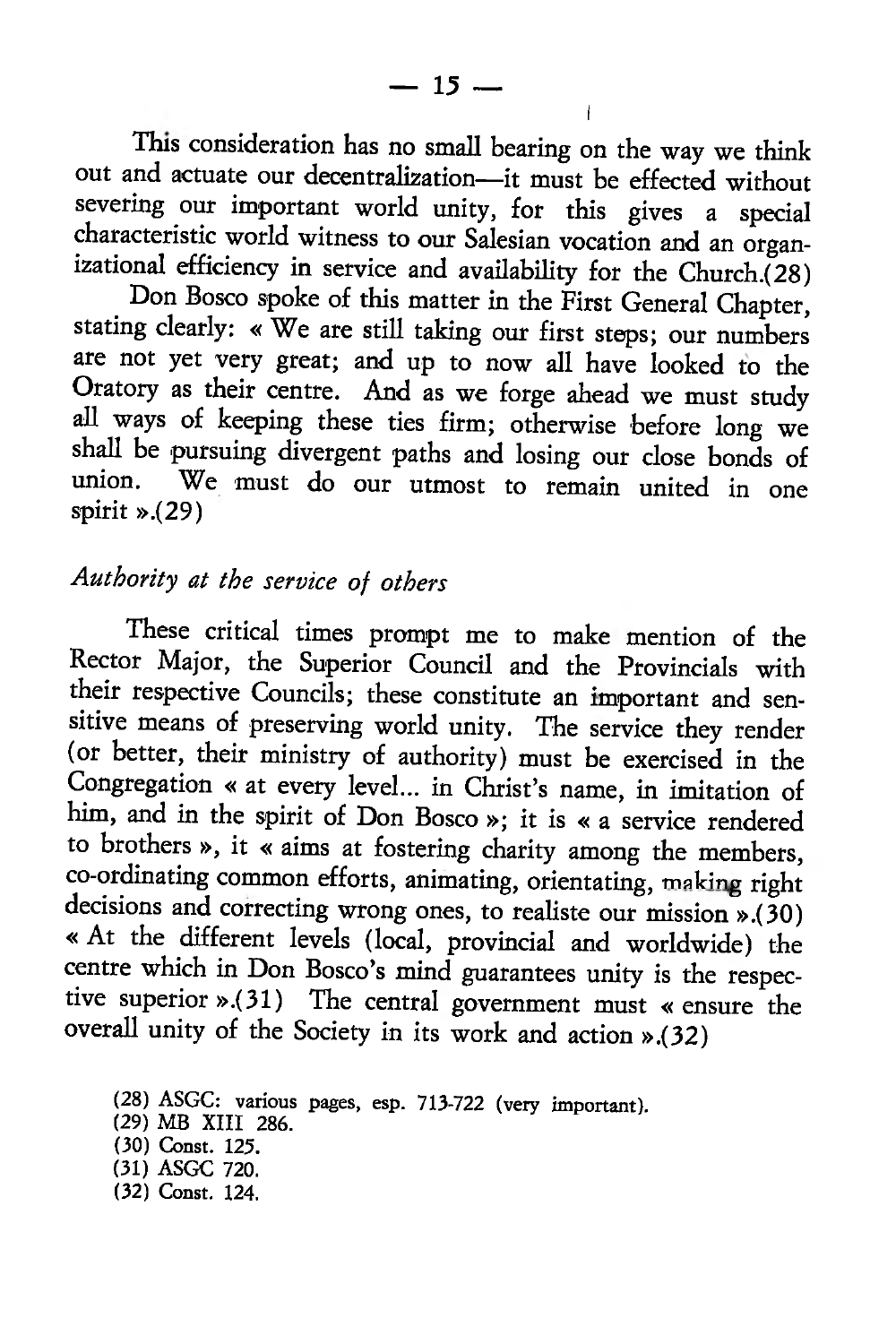This consideration has no small bearing on the way we think out and actuate our decentralization—it must be effected without severing our important world unity, for this gives a special characteristic world witness to our Salesian vocation and an organizational efficiency in service and availability for the Church.(28)

Don Bosco spoke of this matter in the First General Chapter, stating clearly: « We are still taking our first steps; our numbers are not yet very great; and up to now all have looked to the Oratory as their centre. And as we forge ahead we must study all ways of keeping these ties firm; otherwise before long we shall be pursuing divergent paths and losing our close bonds of union. We must do our utmost to remain united in one spirit ».(29)

### *Authority at the service of others*

These critical times prompt me to make mention of the Rector Major, the Superior Council and the Provincials with their respective Councils; these constitute an important and sensitive means of preserving world unity. The service they render (or better, their ministry of authority) must be exercised in the Congregation « at every level... in Christ's name, in imitation of him, and in the spirit of Don Bosco »; it is « a service rendered to brothers », it « aims at fostering charity among the members, co-ordinating common efforts, animating, orientating, making right decisions and correcting wrong ones, to realiste our mission ».(30) « At the different levels (local, provincial and worldwide) the centre which in Don Bosco's mind guarantees unity is the respective superior ».(31) The central government must « ensure the overall unity of the Society in its work and action ».(32)

(28) ASGC: various pages, esp. 713-722 (very important).
(29) MB XIII 286.
(30) Const. 125.
(31) ASGC 720.
(32) Const. 124.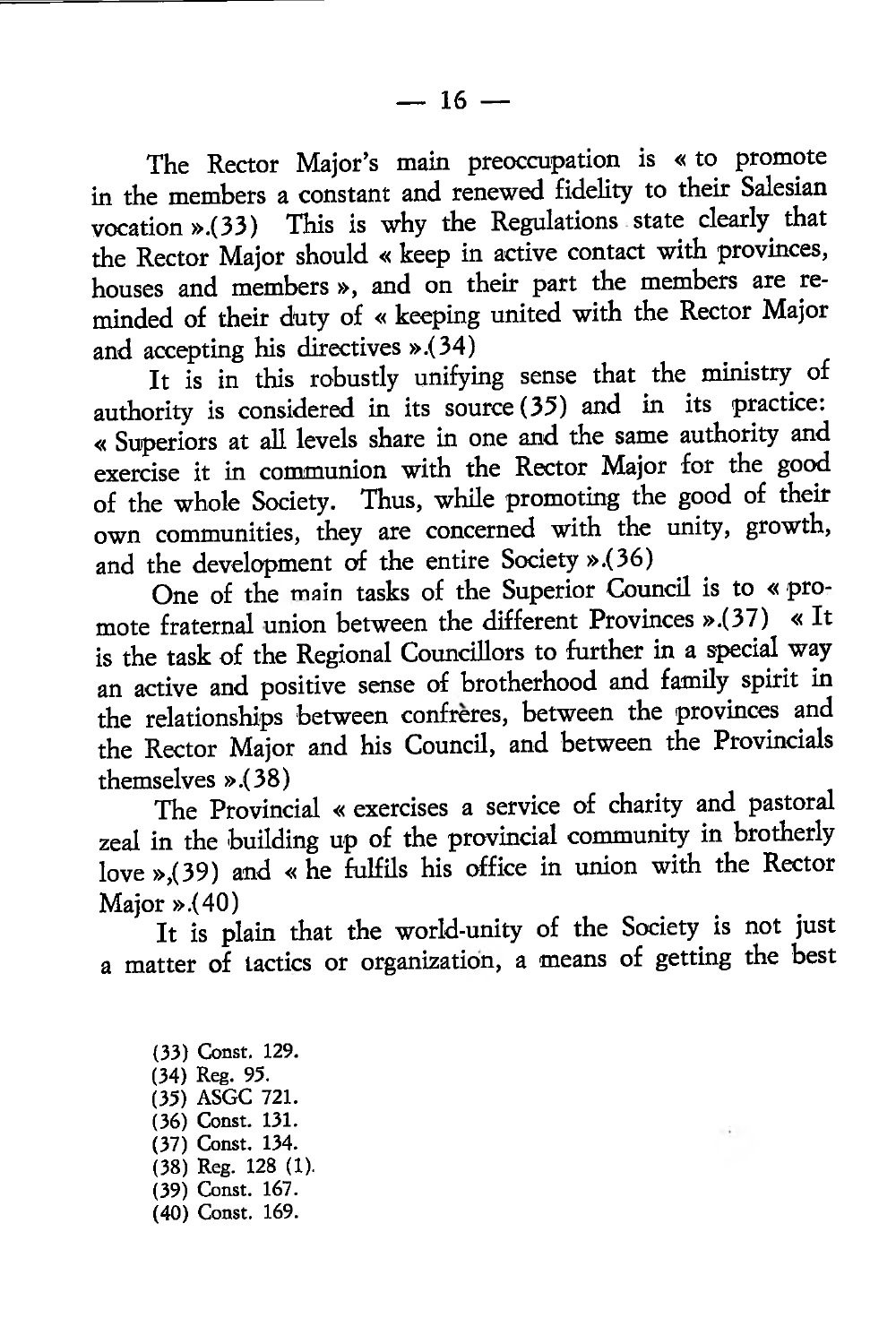The Rector Major's main preoccupation is « to promote in the members a constant and renewed fidelity to their Salesian vocation ».(33) This is why the Regulations state clearly that the Rector Major should « keep in active contact with provinces, houses and members », and on their part the members are reminded of their duty of « keeping united with the Rector Major and accepting his directives ».(34)

It is in this robustly unifying sense that the ministry of authority is considered in its source (35) and in its practice: « Superiors at all levels share in one and the same authority and exercise it in communion with the Rector Major for the good of the whole Society. Thus, while promoting the good of their own communities, they are concerned with the unity, growth, and the development of the entire Society ».(36)

One of the main tasks of the Superior Council is to « promote fraternal union between the different Provinces ».(37) « It is the task of the Regional Councillors to further in a special way an active and positive sense of brotherhood and family spirit in the relationships between confrères, between the provinces and the Rector Major and his Council, and between the Provincials themselves ».(38)

The Provincial « exercises a service of charity and pastoral zeal in the building up of the provincial community in brotherly love »,(39) and « he fulfils his office in union with the Rector Major ».(40)

It is plain that the world-unity of the Society is not just a matter of tactics or organization, a means of getting the best

(33) Const. 129.
(34) Reg. 95.
(35) ASGC 721.
(36) Const. 131.
(37) Const. 134.
(38) Reg. 128 (1).
(39) Const. 167.
(40) Const. 169.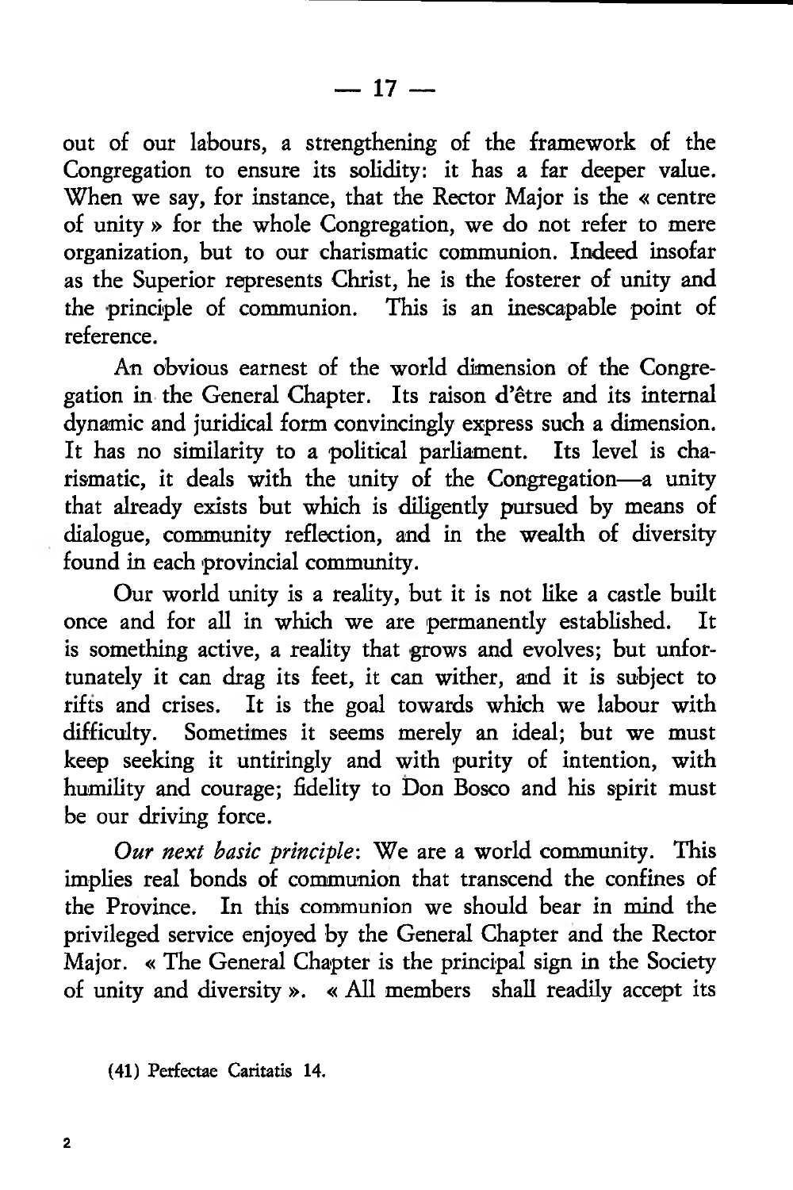out of our labours, a strengthening of the framework of the Congregation to ensure its solidity: it has a far deeper value. When we say, for instance, that the Rector Major is the « centre of unity » for the whole Congregation, we do not refer to mere organization, but to our charismatic communion. Indeed insofar as the Superior represents Christ, he is the fosterer of unity and the principle of communion. This is an inescapable point of reference.

An obvious earnest of the world dimension of the Congregation in the General Chapter. Its raison d'être and its internal dynamic and juridical form convincingly express such a dimension. It has no similarity to a political parliament. Its level is charismatic, it deals with the unity of the Congregation—a unity that already exists but which is diligently pursued by means of dialogue, community reflection, and in the wealth of diversity found in each provincial community.

Our world unity is a reality, but it is not like a castle built once and for all in which we are permanently established. It is something active, a reality that grows and evolves; but unfortunately it can drag its feet, it can wither, and it is subject to rifts and crises. It is the goal towards which we labour with difficulty. Sometimes it seems merely an ideal; but we must keep seeking it untiringly and with purity of intention, with humility and courage; fidelity to Don Bosco and his spirit must be our driving force.

*Our next basic principle*: We are a world community. This implies real bonds of communion that transcend the confines of the Province. In this communion we should bear in mind the privileged service enjoyed by the General Chapter and the Rector Major. « The General Chapter is the principal sign in the Society of unity and diversity ». « All members shall readily accept its

(41) Perfectae Caritatis 14.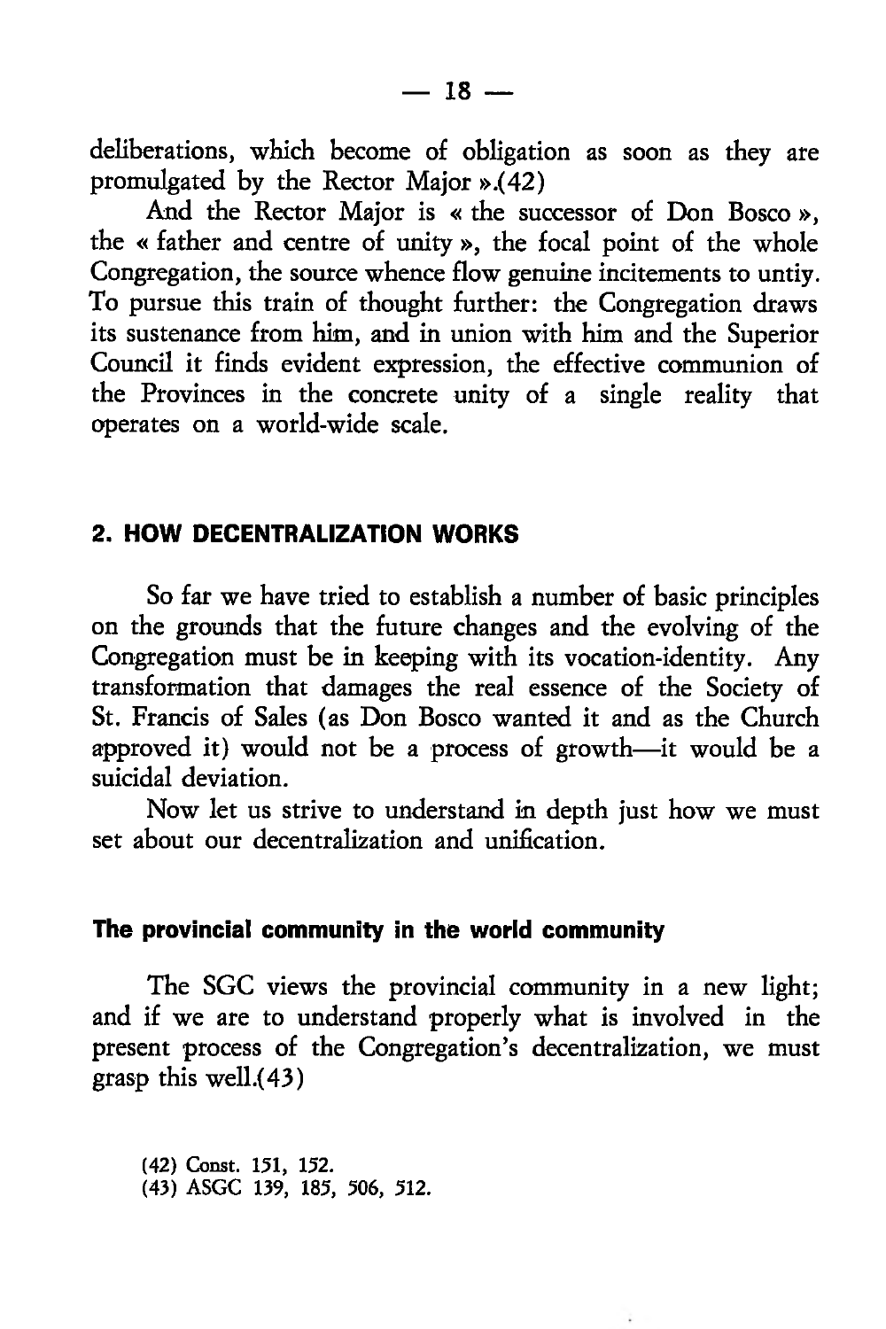deliberations, which become of obligation as soon as they are promulgated by the Rector Major ».(42)

And the Rector Major is « the successor of Don Bosco », the « father and centre of unity », the focal point of the whole Congregation, the source whence flow genuine incitements to untiy. To pursue this train of thought further: the Congregation draws its sustenance from him, and in union with him and the Superior Council it finds evident expression, the effective communion of the Provinces in the concrete unity of a single reality that operates on a world-wide scale.

## 2. HOW DECENTRALIZATION WORKS

So far we have tried to establish a number of basic principles on the grounds that the future changes and the evolving of the Congregation must be in keeping with its vocation-identity. Any transformation that damages the real essence of the Society of St. Francis of Sales (as Don Bosco wanted it and as the Church approved it) would not be a process of growth—it would be a suicidal deviation.

Now let us strive to understand in depth just how we must set about our decentralization and unification.

### The provincial community in the world community

The SGC views the provincial community in a new light; and if we are to understand properly what is involved in the present process of the Congregation's decentralization, we must grasp this well.(43)

(42) Const. 151, 152.
(43) ASGC 139, 185, 506, 512.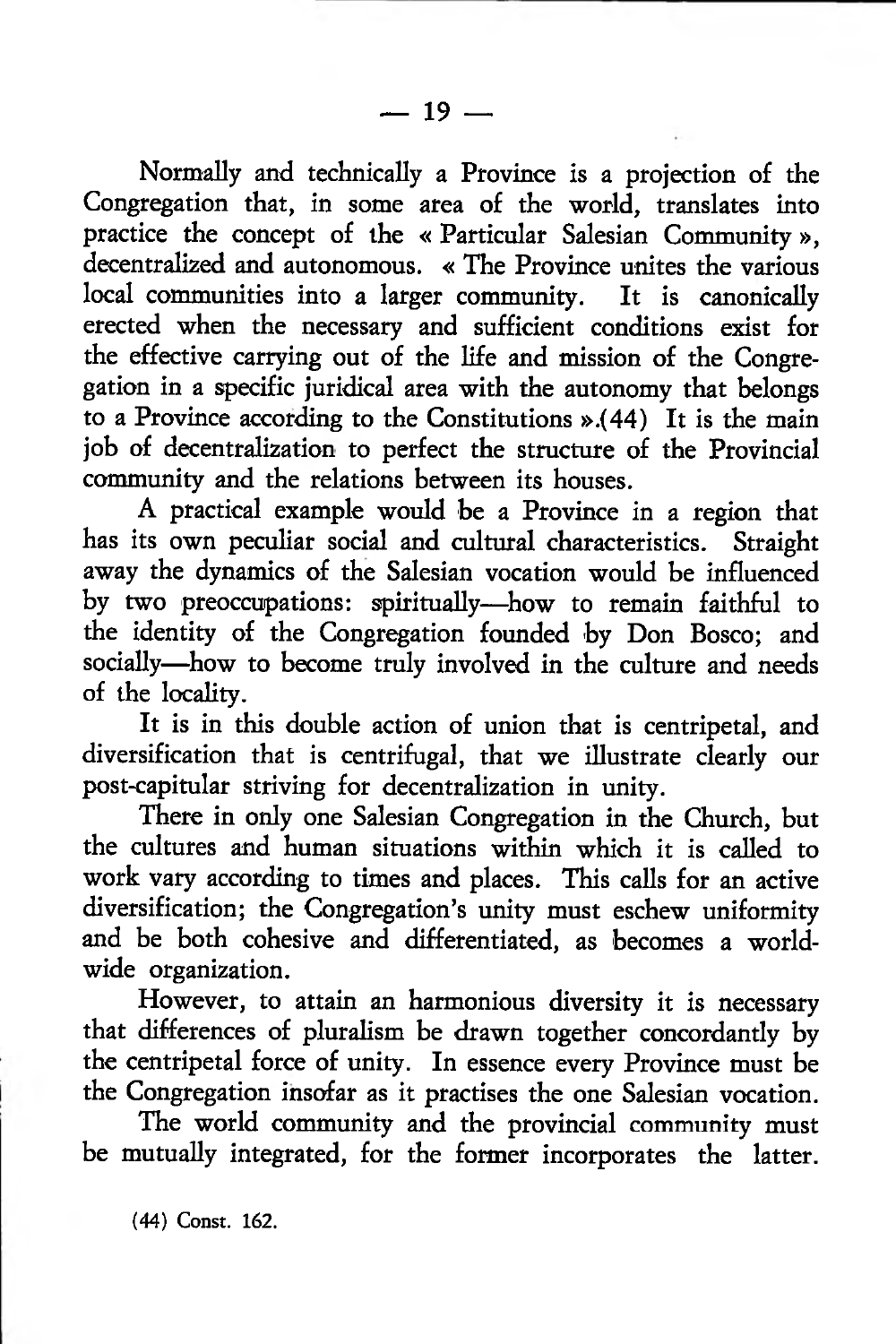Normally and technically a Province is a projection of the Congregation that, in some area of the world, translates into practice the concept of the « Particular Salesian Community », decentralized and autonomous. « The Province unites the various local communities into a larger community. It is canonically erected when the necessary and sufficient conditions exist for the effective carrying out of the life and mission of the Congregation in a specific juridical area with the autonomy that belongs to a Province according to the Constitutions ».(44) It is the main job of decentralization to perfect the structure of the Provincial community and the relations between its houses.

A practical example would be a Province in a region that has its own peculiar social and cultural characteristics. Straight away the dynamics of the Salesian vocation would be influenced by two preoccupations: spiritually—how to remain faithful to the identity of the Congregation founded by Don Bosco; and socially—how to become truly involved in the culture and needs of the locality.

It is in this double action of union that is centripetal, and diversification that is centrifugal, that we illustrate clearly our post-capitular striving for decentralization in unity.

There in only one Salesian Congregation in the Church, but the cultures and human situations within which it is called to work vary according to times and places. This calls for an active diversification; the Congregation's unity must eschew uniformity and be both cohesive and differentiated, as becomes a worldwide organization.

However, to attain an harmonious diversity it is necessary that differences of pluralism be drawn together concordantly by the centripetal force of unity. In essence every Province must be the Congregation insofar as it practises the one Salesian vocation.

The world community and the provincial community must be mutually integrated, for the former incorporates the latter.

(44) Const. 162.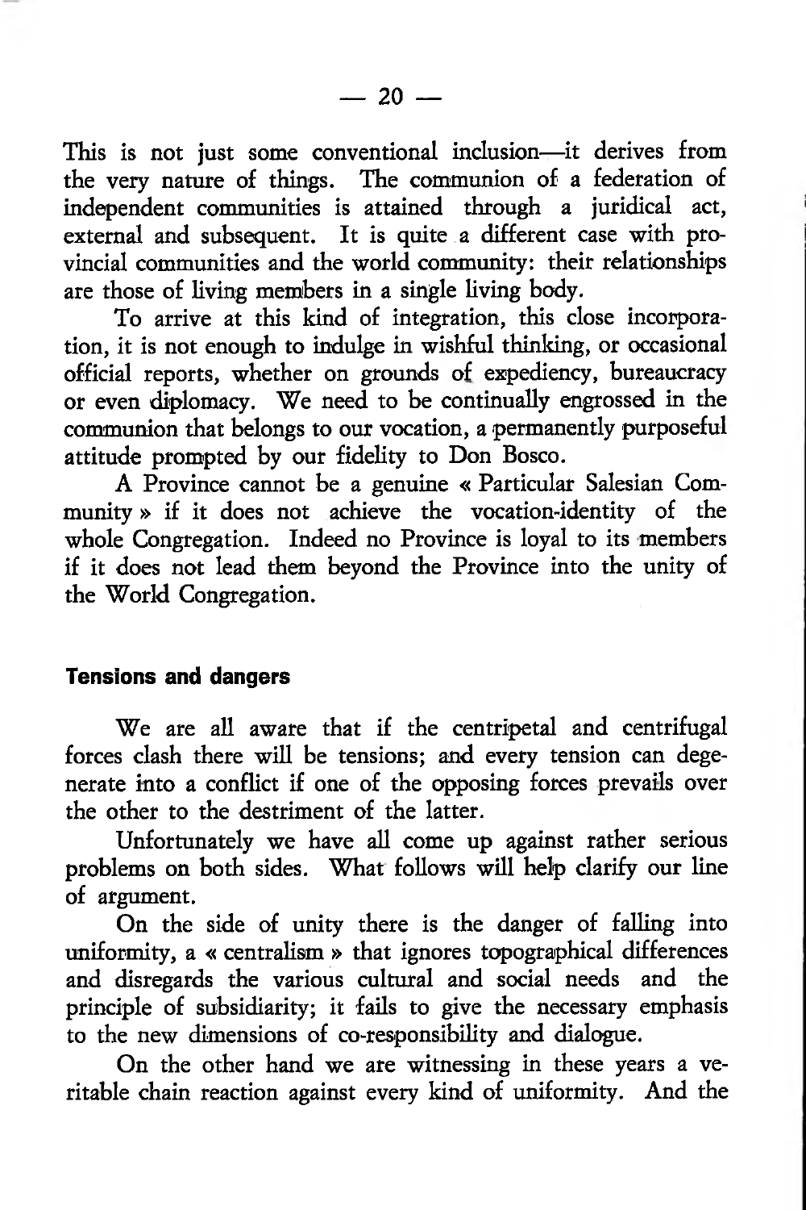This is not just some conventional inclusion—it derives from the very nature of things. The communion of a federation of independent communities is attained through a juridical act, external and subsequent. It is quite a different case with provincial communities and the world community: their relationships are those of living members in a single living body.

To arrive at this kind of integration, this close incorporation, it is not enough to indulge in wishful thinking, or occasional official reports, whether on grounds of expediency, bureaucracy or even diplomacy. We need to be continually engrossed in the communion that belongs to our vocation, a permanently purposeful attitude prompted by our fidelity to Don Bosco.

A Province cannot be a genuine « Particular Salesian Community » if it does not achieve the vocation-identity of the whole Congregation. Indeed no Province is loyal to its members if it does not lead them beyond the Province into the unity of the World Congregation.

#### Tensions and dangers

We are all aware that if the centripetal and centrifugal forces clash there will be tensions; and every tension can degenerate into a conflict if one of the opposing forces prevails over the other to the destriment of the latter.

Unfortunately we have all come up against rather serious problems on both sides. What follows will help clarify our line of argument.

On the side of unity there is the danger of falling into uniformity, a « centralism » that ignores topographical differences and disregards the various cultural and social needs and the principle of subsidiarity; it fails to give the necessary emphasis to the new dimensions of co-responsibility and dialogue.

On the other hand we are witnessing in these years a veritable chain reaction against every kind of uniformity. And the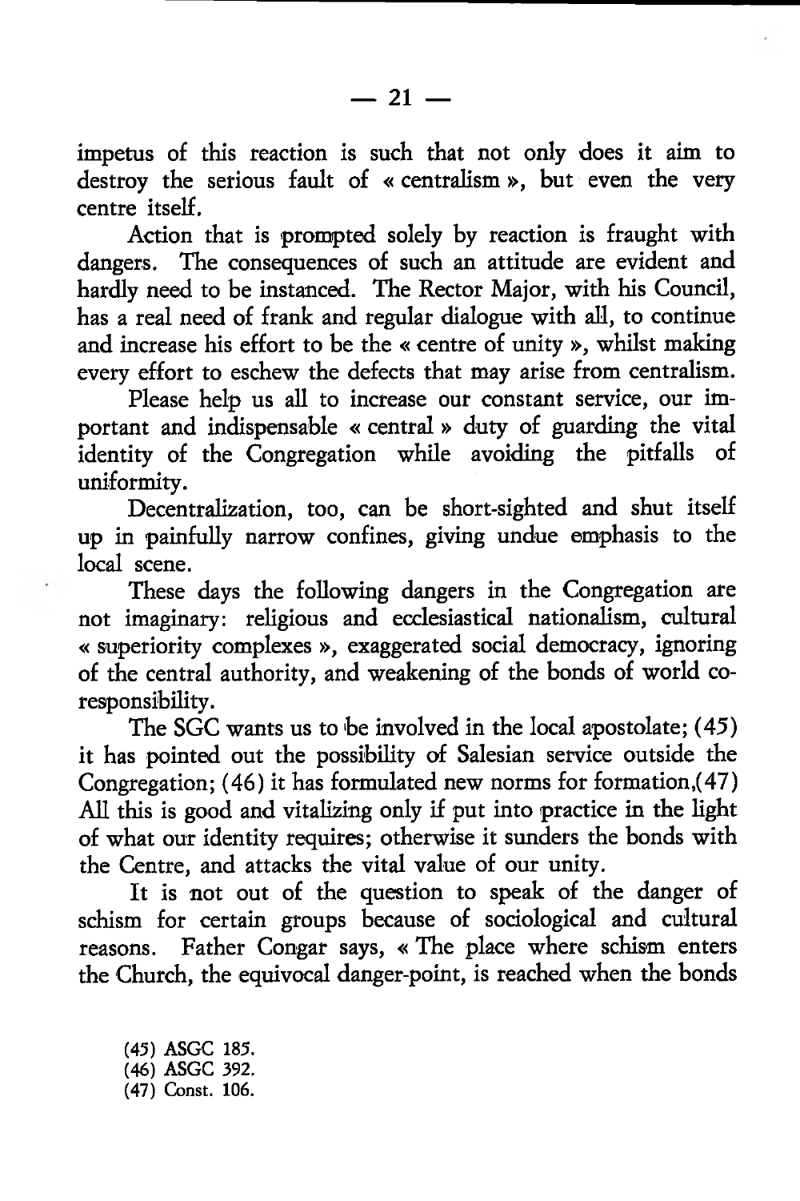impetus of this reaction is such that not only does it aim to destroy the serious fault of « centralism », but even the very centre itself.

Action that is prompted solely by reaction is fraught with dangers. The consequences of such an attitude are evident and hardly need to be instanced. The Rector Major, with his Council, has a real need of frank and regular dialogue with all, to continue and increase his effort to be the « centre of unity », whilst making every effort to eschew the defects that may arise from centralism.

Please help us all to increase our constant service, our important and indispensable « central » duty of guarding the vital identity of the Congregation while avoiding the pitfalls of uniformity.

Decentralization, too, can be short-sighted and shut itself up in painfully narrow confines, giving undue emphasis to the local scene.

These days the following dangers in the Congregation are not imaginary: religious and ecclesiastical nationalism, cultural « superiority complexes », exaggerated social democracy, ignoring of the central authority, and weakening of the bonds of world co-responsibility.

The SGC wants us to be involved in the local apostolate; (45) it has pointed out the possibility of Salesian service outside the Congregation; (46) it has formulated new norms for formation,(47) All this is good and vitalizing only if put into practice in the light of what our identity requires; otherwise it sunders the bonds with the Centre, and attacks the vital value of our unity.

It is not out of the question to speak of the danger of schism for certain groups because of sociological and cultural reasons. Father Congar says, « The place where schism enters the Church, the equivocal danger-point, is reached when the bonds

(45) ASGC 185.
(46) ASGC 392.
(47) Const. 106.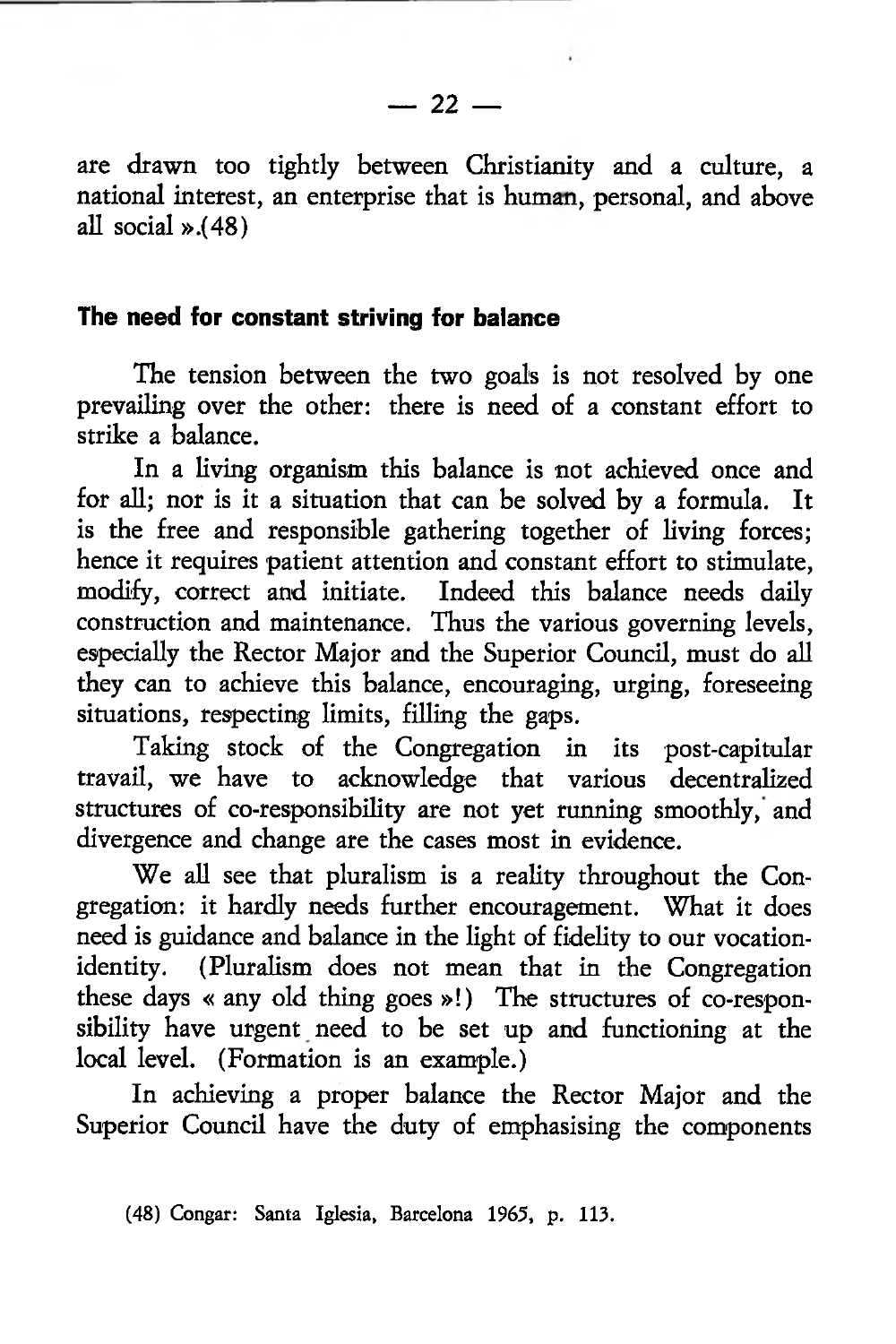are drawn too tightly between Christianity and a culture, a national interest, an enterprise that is human, personal, and above all social ».(48)

## The need for constant striving for balance

The tension between the two goals is not resolved by one prevailing over the other: there is need of a constant effort to strike a balance.

In a living organism this balance is not achieved once and for all; nor is it a situation that can be solved by a formula. It is the free and responsible gathering together of living forces; hence it requires patient attention and constant effort to stimulate, modify, correct and initiate. Indeed this balance needs daily construction and maintenance. Thus the various governing levels, especially the Rector Major and the Superior Council, must do all they can to achieve this balance, encouraging, urging, foreseeing situations, respecting limits, filling the gaps.

Taking stock of the Congregation in its post-capitular travail, we have to acknowledge that various decentralized structures of co-responsibility are not yet running smoothly, and divergence and change are the cases most in evidence.

We all see that pluralism is a reality throughout the Congregation: it hardly needs further encouragement. What it does need is guidance and balance in the light of fidelity to our vocation-identity. (Pluralism does not mean that in the Congregation these days « any old thing goes »!) The structures of co-responsibility have urgent need to be set up and functioning at the local level. (Formation is an example.)

In achieving a proper balance the Rector Major and the Superior Council have the duty of emphasising the components

(48) Congar: Santa Iglesia, Barcelona 1965, p. 113.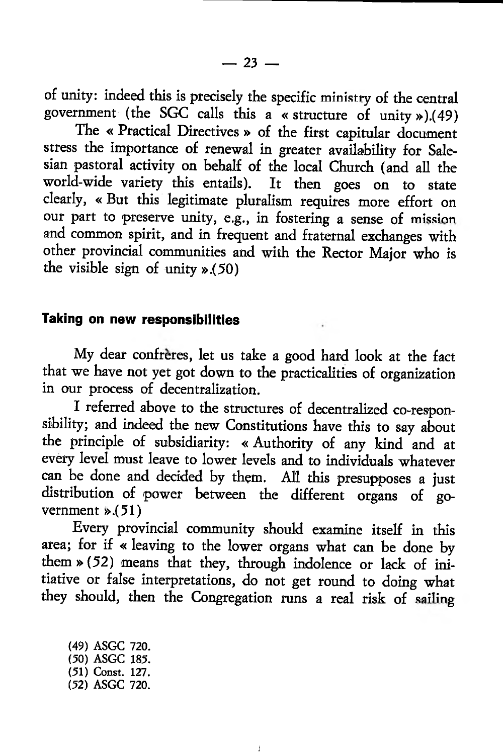of unity: indeed this is precisely the specific ministry of the central government (the SGC calls this a « structure of unity »).(49)

The « Practical Directives » of the first capitular document stress the importance of renewal in greater availability for Salesian pastoral activity on behalf of the local Church (and all the world-wide variety this entails). It then goes on to state clearly, « But this legitimate pluralism requires more effort on our part to preserve unity, e.g., in fostering a sense of mission and common spirit, and in frequent and fraternal exchanges with other provincial communities and with the Rector Major who is the visible sign of unity ».(50)

### Taking on new responsibilities

My dear confrères, let us take a good hard look at the fact that we have not yet got down to the practicalities of organization in our process of decentralization.

I referred above to the structures of decentralized co-responsibility; and indeed the new Constitutions have this to say about the principle of subsidiarity: « Authority of any kind and at every level must leave to lower levels and to individuals whatever can be done and decided by them. All this presupposes a just distribution of power between the different organs of government ».(51)

Every provincial community should examine itself in this area; for if « leaving to the lower organs what can be done by them » (52) means that they, through indolence or lack of initiative or false interpretations, do not get round to doing what they should, then the Congregation runs a real risk of sailing

(49) ASGC 720.
(50) ASGC 185.
(51) Const. 127.
(52) ASGC 720.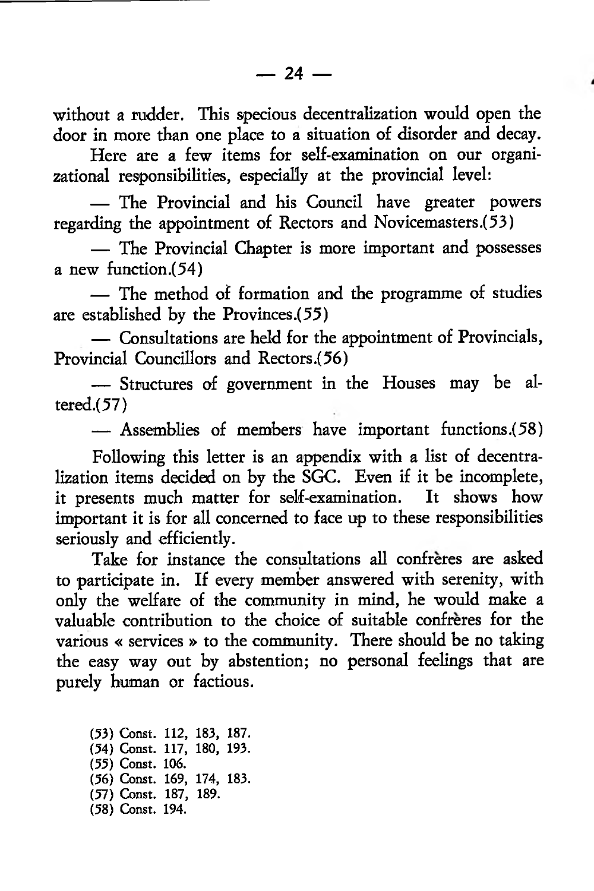without a rudder. This specious decentralization would open the door in more than one place to a situation of disorder and decay.

Here are a few items for self-examination on our organizational responsibilities, especially at the provincial level:

— The Provincial and his Council have greater powers regarding the appointment of Rectors and Novicemasters.(53)

— The Provincial Chapter is more important and possesses a new function.(54)

— The method of formation and the programme of studies are established by the Provinces.(55)

— Consultations are held for the appointment of Provincials, Provincial Councillors and Rectors.(56)

— Structures of government in the Houses may be altered.(57)

— Assemblies of members have important functions.(58)

Following this letter is an appendix with a list of decentralization items decided on by the SGC. Even if it be incomplete, it presents much matter for self-examination. It shows how important it is for all concerned to face up to these responsibilities seriously and efficiently.

Take for instance the consultations all confrères are asked to participate in. If every member answered with serenity, with only the welfare of the community in mind, he would make a valuable contribution to the choice of suitable confrères for the various « services » to the community. There should be no taking the easy way out by abstention; no personal feelings that are purely human or factious.

(53) Const. 112, 183, 187.
(54) Const. 117, 180, 193.
(55) Const. 106.
(56) Const. 169, 174, 183.
(57) Const. 187, 189.
(58) Const. 194.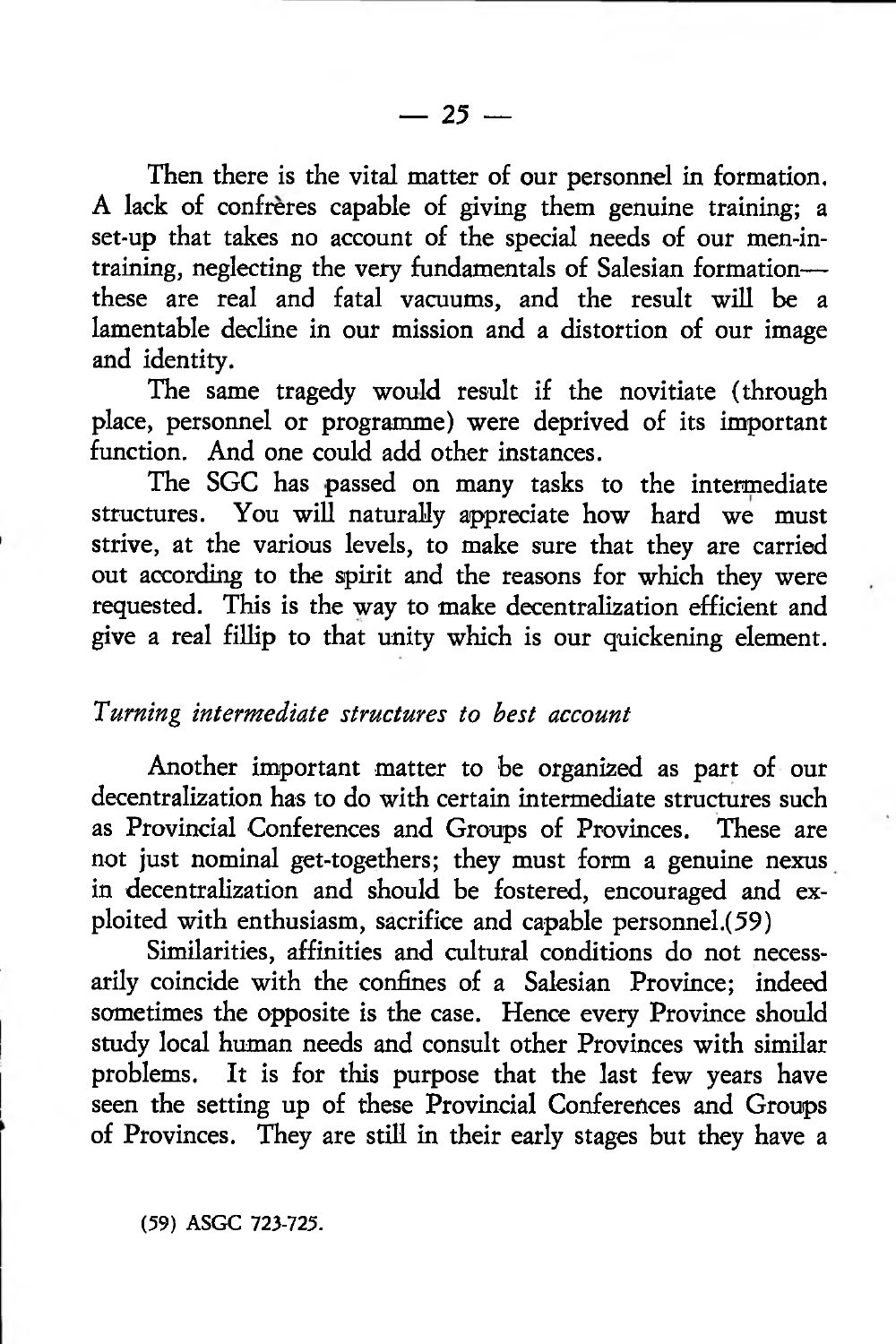Then there is the vital matter of our personnel in formation. A lack of confrères capable of giving them genuine training; a set-up that takes no account of the special needs of our men-in-training, neglecting the very fundamentals of Salesian formation— these are real and fatal vacuums, and the result will be a lamentable decline in our mission and a distortion of our image and identity.

The same tragedy would result if the novitiate (through place, personnel or programme) were deprived of its important function. And one could add other instances.

The SGC has passed on many tasks to the intermediate structures. You will naturally appreciate how hard we must strive, at the various levels, to make sure that they are carried out according to the spirit and the reasons for which they were requested. This is the way to make decentralization efficient and give a real fillip to that unity which is our quickening element.

### *Turning intermediate structures to best account*

Another important matter to be organized as part of our decentralization has to do with certain intermediate structures such as Provincial Conferences and Groups of Provinces. These are not just nominal get-togethers; they must form a genuine nexus in decentralization and should be fostered, encouraged and exploited with enthusiasm, sacrifice and capable personnel.(59)

Similarities, affinities and cultural conditions do not necessarily coincide with the confines of a Salesian Province; indeed sometimes the opposite is the case. Hence every Province should study local human needs and consult other Provinces with similar problems. It is for this purpose that the last few years have seen the setting up of these Provincial Conferences and Groups of Provinces. They are still in their early stages but they have a

(59) ASGC 723-725.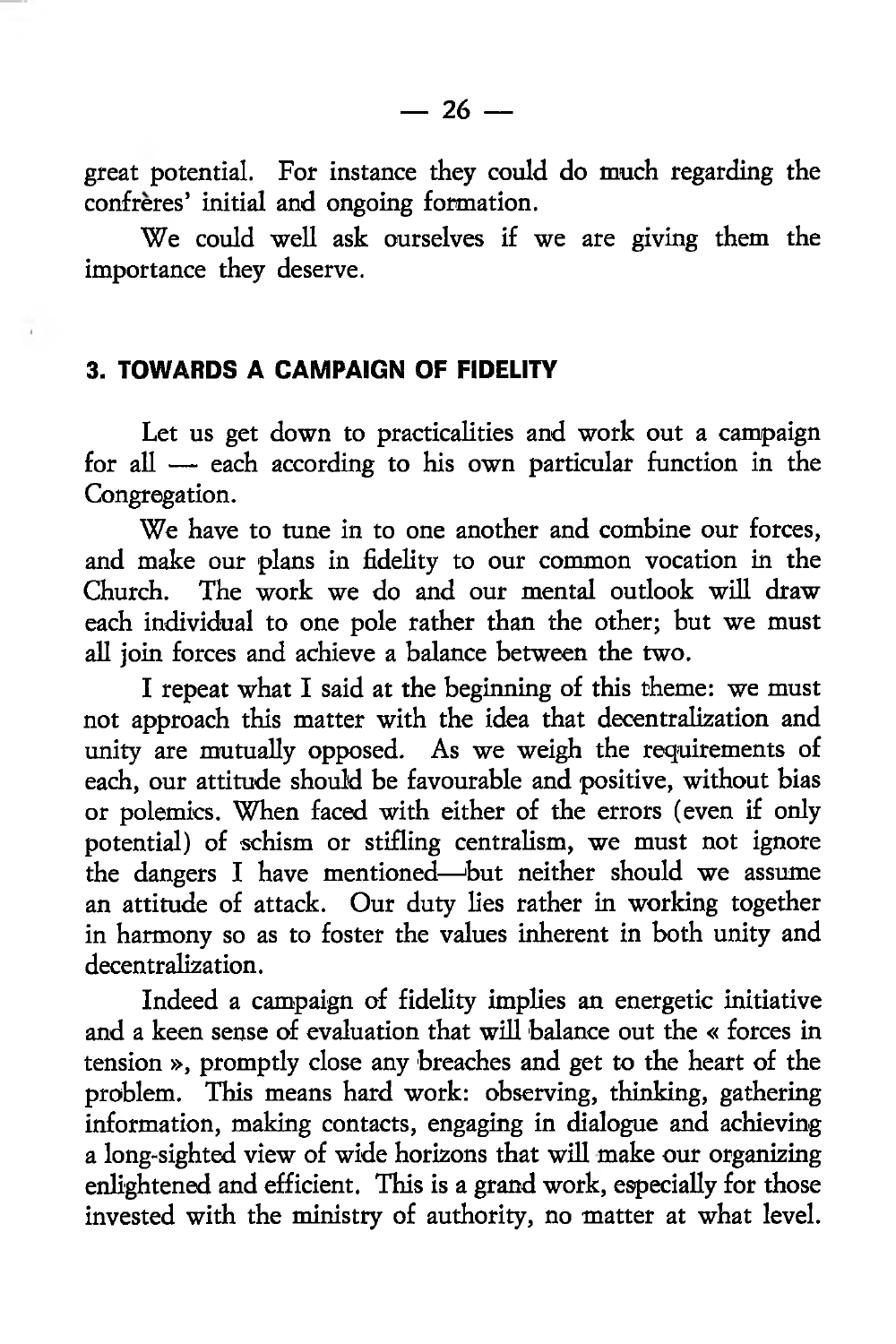great potential. For instance they could do much regarding the confrères' initial and ongoing formation.

We could well ask ourselves if we are giving them the importance they deserve.

### 3. TOWARDS A CAMPAIGN OF FIDELITY

Let us get down to practicalities and work out a campaign for all — each according to his own particular function in the Congregation.

We have to tune in to one another and combine our forces, and make our plans in fidelity to our common vocation in the Church. The work we do and our mental outlook will draw each individual to one pole rather than the other; but we must all join forces and achieve a balance between the two.

I repeat what I said at the beginning of this theme: we must not approach this matter with the idea that decentralization and unity are mutually opposed. As we weigh the requirements of each, our attitude should be favourable and positive, without bias or polemics. When faced with either of the errors (even if only potential) of schism or stifling centralism, we must not ignore the dangers I have mentioned—but neither should we assume an attitude of attack. Our duty lies rather in working together in harmony so as to foster the values inherent in both unity and decentralization.

Indeed a campaign of fidelity implies an energetic initiative and a keen sense of evaluation that will balance out the « forces in tension », promptly close any breaches and get to the heart of the problem. This means hard work: observing, thinking, gathering information, making contacts, engaging in dialogue and achieving a long-sighted view of wide horizons that will make our organizing enlightened and efficient. This is a grand work, especially for those invested with the ministry of authority, no matter at what level.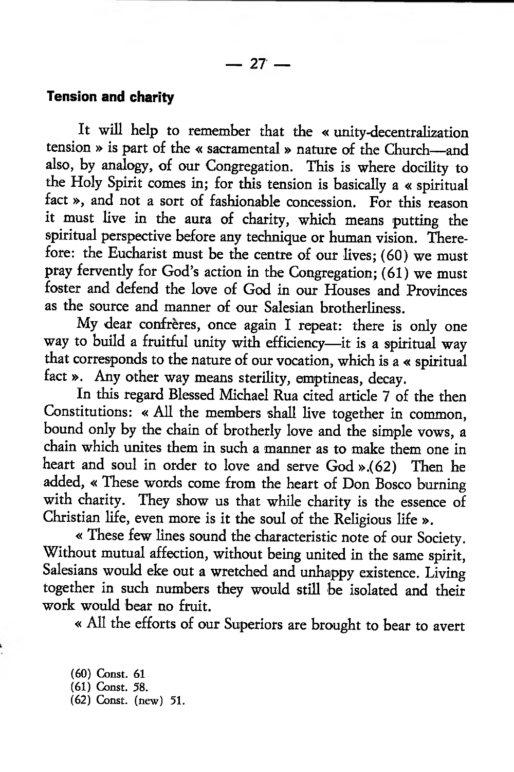**Tension and charity**

It will help to remember that the « unity-decentralization tension » is part of the « sacramental » nature of the Church—and also, by analogy, of our Congregation. This is where docility to the Holy Spirit comes in; for this tension is basically a « spiritual fact », and not a sort of fashionable concession. For this reason it must live in the aura of charity, which means putting the spiritual perspective before any technique or human vision. Therefore: the Eucharist must be the centre of our lives; (60) we must pray fervently for God's action in the Congregation; (61) we must foster and defend the love of God in our Houses and Provinces as the source and manner of our Salesian brotherliness.

My dear confrères, once again I repeat: there is only one way to build a fruitful unity with efficiency—it is a spiritual way that corresponds to the nature of our vocation, which is a « spiritual fact ». Any other way means sterility, emptineas, decay.

In this regard Blessed Michael Rua cited article 7 of the then Constitutions: « All the members shall live together in common, bound only by the chain of brotherly love and the simple vows, a chain which unites them in such a manner as to make them one in heart and soul in order to love and serve God ».(62) Then he added, « These words come from the heart of Don Bosco burning with charity. They show us that while charity is the essence of Christian life, even more is it the soul of the Religious life ».

« These few lines sound the characteristic note of our Society. Without mutual affection, without being united in the same spirit, Salesians would eke out a wretched and unhappy existence. Living together in such numbers they would still be isolated and their work would bear no fruit.

« All the efforts of our Superiors are brought to bear to avert

(60) Const. 61
(61) Const. 58.
(62) Const. (new) 51.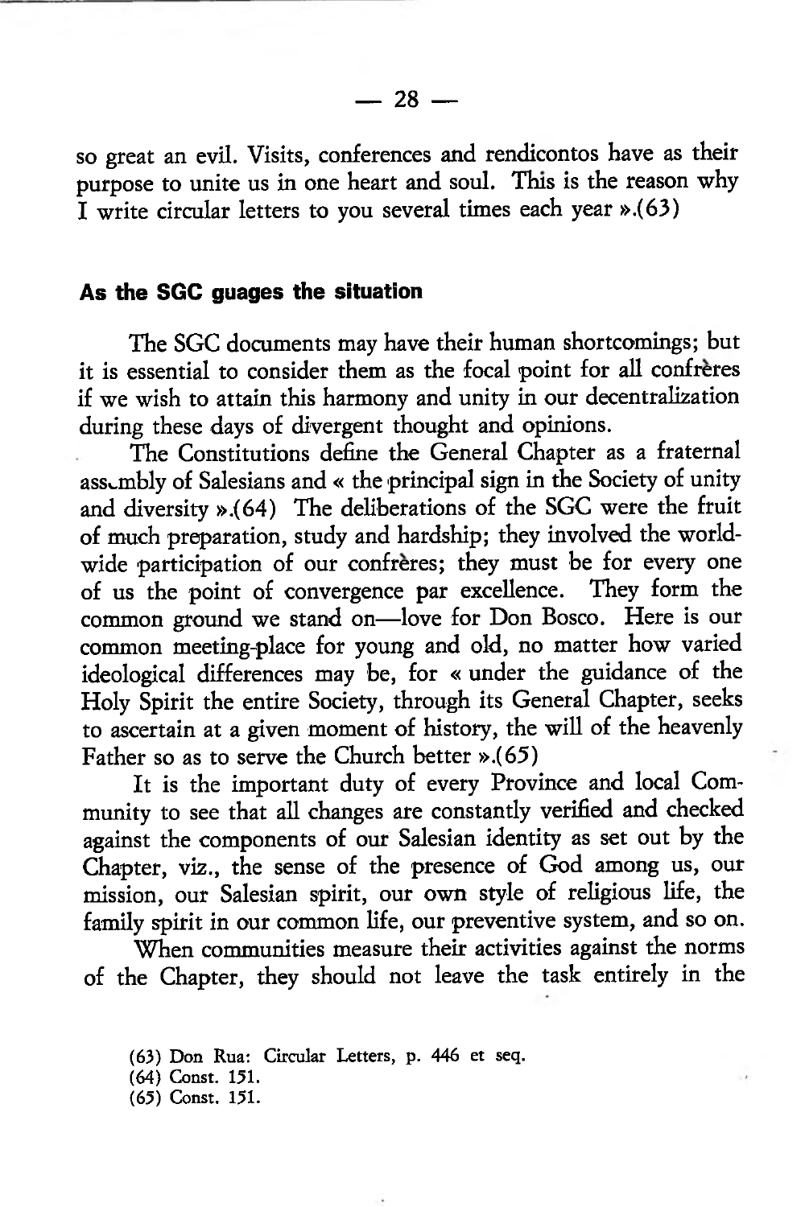so great an evil. Visits, conferences and rendicontos have as their purpose to unite us in one heart and soul. This is the reason why I write circular letters to you several times each year ».(63)

### As the SGC guages the situation

The SGC documents may have their human shortcomings; but it is essential to consider them as the focal point for all confrères if we wish to attain this harmony and unity in our decentralization during these days of divergent thought and opinions.

The Constitutions define the General Chapter as a fraternal assembly of Salesians and « the principal sign in the Society of unity and diversity ».(64) The deliberations of the SGC were the fruit of much preparation, study and hardship; they involved the worldwide participation of our confrères; they must be for every one of us the point of convergence par excellence. They form the common ground we stand on—love for Don Bosco. Here is our common meeting-place for young and old, no matter how varied ideological differences may be, for « under the guidance of the Holy Spirit the entire Society, through its General Chapter, seeks to ascertain at a given moment of history, the will of the heavenly Father so as to serve the Church better ».(65)

It is the important duty of every Province and local Community to see that all changes are constantly verified and checked against the components of our Salesian identity as set out by the Chapter, viz., the sense of the presence of God among us, our mission, our Salesian spirit, our own style of religious life, the family spirit in our common life, our preventive system, and so on.

When communities measure their activities against the norms of the Chapter, they should not leave the task entirely in the

(63) Don Rua: Circular Letters, p. 446 et seq.
(64) Const. 151.
(65) Const. 151.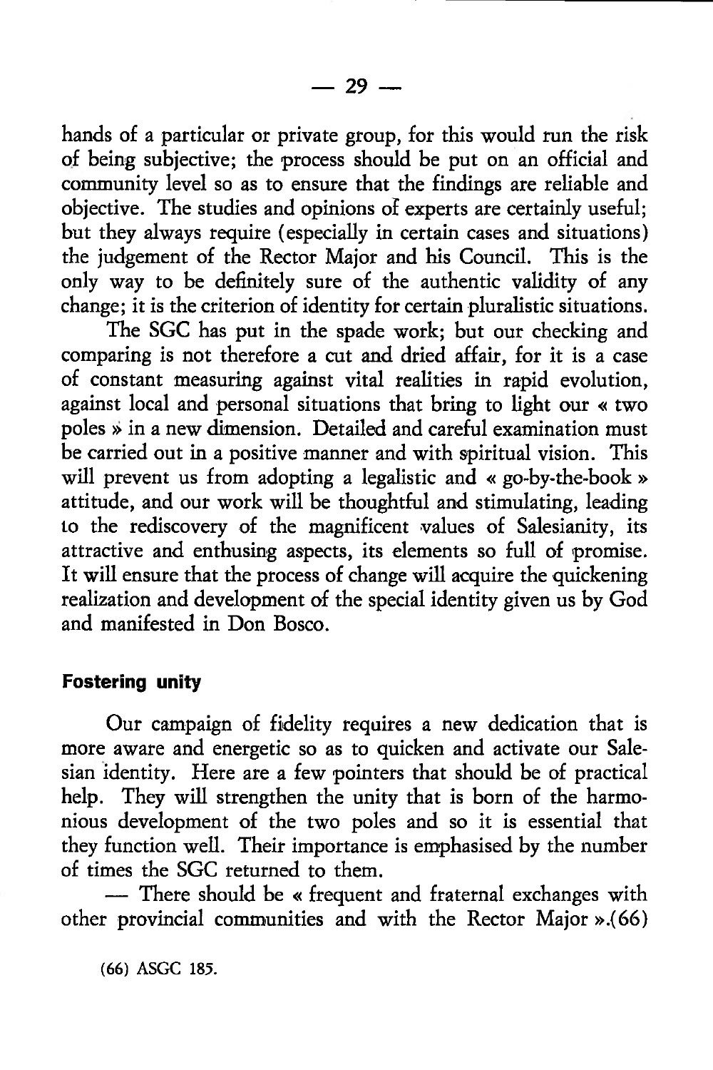hands of a particular or private group, for this would run the risk of being subjective; the process should be put on an official and community level so as to ensure that the findings are reliable and objective. The studies and opinions of experts are certainly useful; but they always require (especially in certain cases and situations) the judgement of the Rector Major and his Council. This is the only way to be definitely sure of the authentic validity of any change; it is the criterion of identity for certain pluralistic situations.

The SGC has put in the spade work; but our checking and comparing is not therefore a cut and dried affair, for it is a case of constant measuring against vital realities in rapid evolution, against local and personal situations that bring to light our « two poles » in a new dimension. Detailed and careful examination must be carried out in a positive manner and with spiritual vision. This will prevent us from adopting a legalistic and « go-by-the-book » attitude, and our work will be thoughtful and stimulating, leading to the rediscovery of the magnificent values of Salesianity, its attractive and enthusing aspects, its elements so full of promise. It will ensure that the process of change will acquire the quickening realization and development of the special identity given us by God and manifested in Don Bosco.

**Fostering unity**

Our campaign of fidelity requires a new dedication that is more aware and energetic so as to quicken and activate our Salesian identity. Here are a few pointers that should be of practical help. They will strengthen the unity that is born of the harmonious development of the two poles and so it is essential that they function well. Their importance is emphasised by the number of times the SGC returned to them.

— There should be « frequent and fraternal exchanges with other provincial communities and with the Rector Major ».(66)

(66) ASGC 185.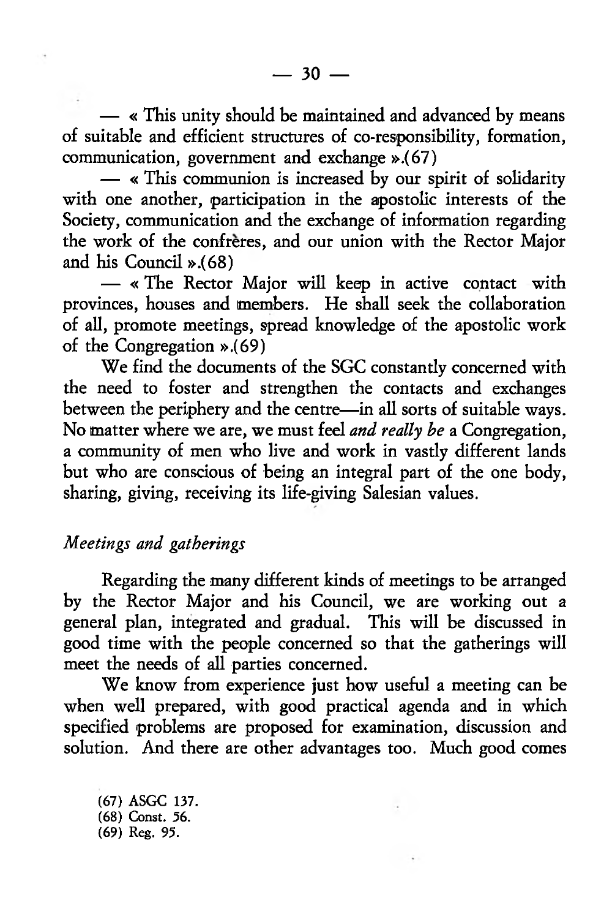— « This unity should be maintained and advanced by means of suitable and efficient structures of co-responsibility, formation, communication, government and exchange ».(67)

— « This communion is increased by our spirit of solidarity with one another, participation in the apostolic interests of the Society, communication and the exchange of information regarding the work of the confrères, and our union with the Rector Major and his Council ».(68)

— « The Rector Major will keep in active contact with provinces, houses and members. He shall seek the collaboration of all, promote meetings, spread knowledge of the apostolic work of the Congregation ».(69)

We find the documents of the SGC constantly concerned with the need to foster and strengthen the contacts and exchanges between the periphery and the centre—in all sorts of suitable ways. No matter where we are, we must feel *and really be* a Congregation, a community of men who live and work in vastly different lands but who are conscious of being an integral part of the one body, sharing, giving, receiving its life-giving Salesian values.

*Meetings and gatherings*

Regarding the many different kinds of meetings to be arranged by the Rector Major and his Council, we are working out a general plan, integrated and gradual. This will be discussed in good time with the people concerned so that the gatherings will meet the needs of all parties concerned.

We know from experience just how useful a meeting can be when well prepared, with good practical agenda and in which specified problems are proposed for examination, discussion and solution. And there are other advantages too. Much good comes

(67) ASGC 137.
(68) Const. 56.
(69) Reg. 95.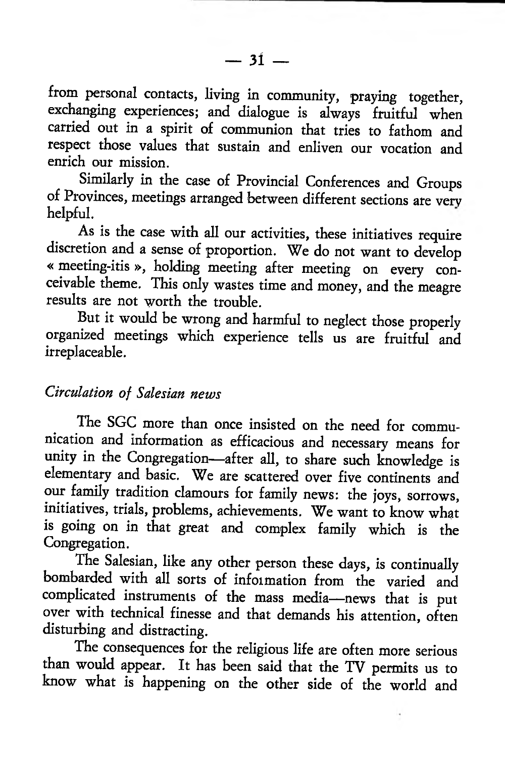from personal contacts, living in community, praying together, exchanging experiences; and dialogue is always fruitful when carried out in a spirit of communion that tries to fathom and respect those values that sustain and enliven our vocation and enrich our mission.

Similarly in the case of Provincial Conferences and Groups of Provinces, meetings arranged between different sections are very helpful.

As is the case with all our activities, these initiatives require discretion and a sense of proportion. We do not want to develop « meeting-itis », holding meeting after meeting on every conceivable theme. This only wastes time and money, and the meagre results are not worth the trouble.

But it would be wrong and harmful to neglect those properly organized meetings which experience tells us are fruitful and irreplaceable.

### *Circulation of Salesian news*

The SGC more than once insisted on the need for communication and information as efficacious and necessary means for unity in the Congregation—after all, to share such knowledge is elementary and basic. We are scattered over five continents and our family tradition clamours for family news: the joys, sorrows, initiatives, trials, problems, achievements. We want to know what is going on in that great and complex family which is the Congregation.

The Salesian, like any other person these days, is continually bombarded with all sorts of information from the varied and complicated instruments of the mass media—news that is put over with technical finesse and that demands his attention, often disturbing and distracting.

The consequences for the religious life are often more serious than would appear. It has been said that the TV permits us to know what is happening on the other side of the world and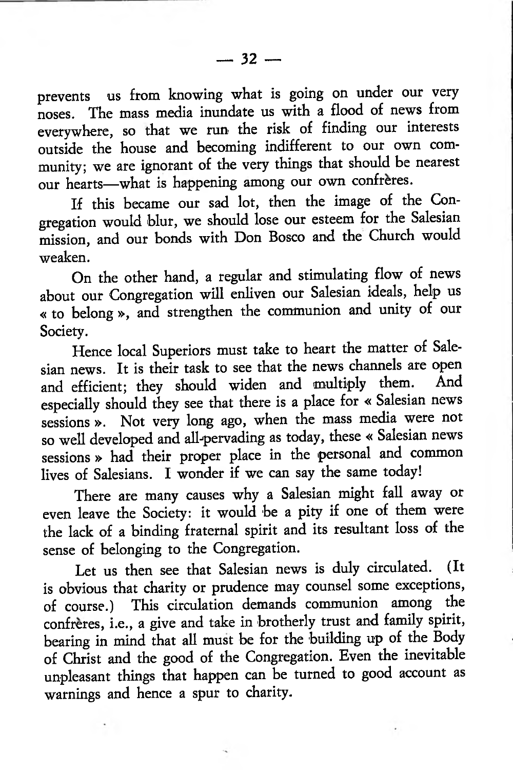prevents us from knowing what is going on under our very noses. The mass media inundate us with a flood of news from everywhere, so that we run the risk of finding our interests outside the house and becoming indifferent to our own community; we are ignorant of the very things that should be nearest our hearts—what is happening among our own confrères.

If this became our sad lot, then the image of the Congregation would blur, we should lose our esteem for the Salesian mission, and our bonds with Don Bosco and the Church would weaken.

On the other hand, a regular and stimulating flow of news about our Congregation will enliven our Salesian ideals, help us « to belong », and strengthen the communion and unity of our Society.

Hence local Superiors must take to heart the matter of Salesian news. It is their task to see that the news channels are open and efficient; they should widen and multiply them. And especially should they see that there is a place for « Salesian news sessions ». Not very long ago, when the mass media were not so well developed and all-pervading as today, these « Salesian news sessions » had their proper place in the personal and common lives of Salesians. I wonder if we can say the same today!

There are many causes why a Salesian might fall away or even leave the Society: it would be a pity if one of them were the lack of a binding fraternal spirit and its resultant loss of the sense of belonging to the Congregation.

Let us then see that Salesian news is duly circulated. (It is obvious that charity or prudence may counsel some exceptions, of course.) This circulation demands communion among the confrères, i.e., a give and take in brotherly trust and family spirit, bearing in mind that all must be for the building up of the Body of Christ and the good of the Congregation. Even the inevitable unpleasant things that happen can be turned to good account as warnings and hence a spur to charity.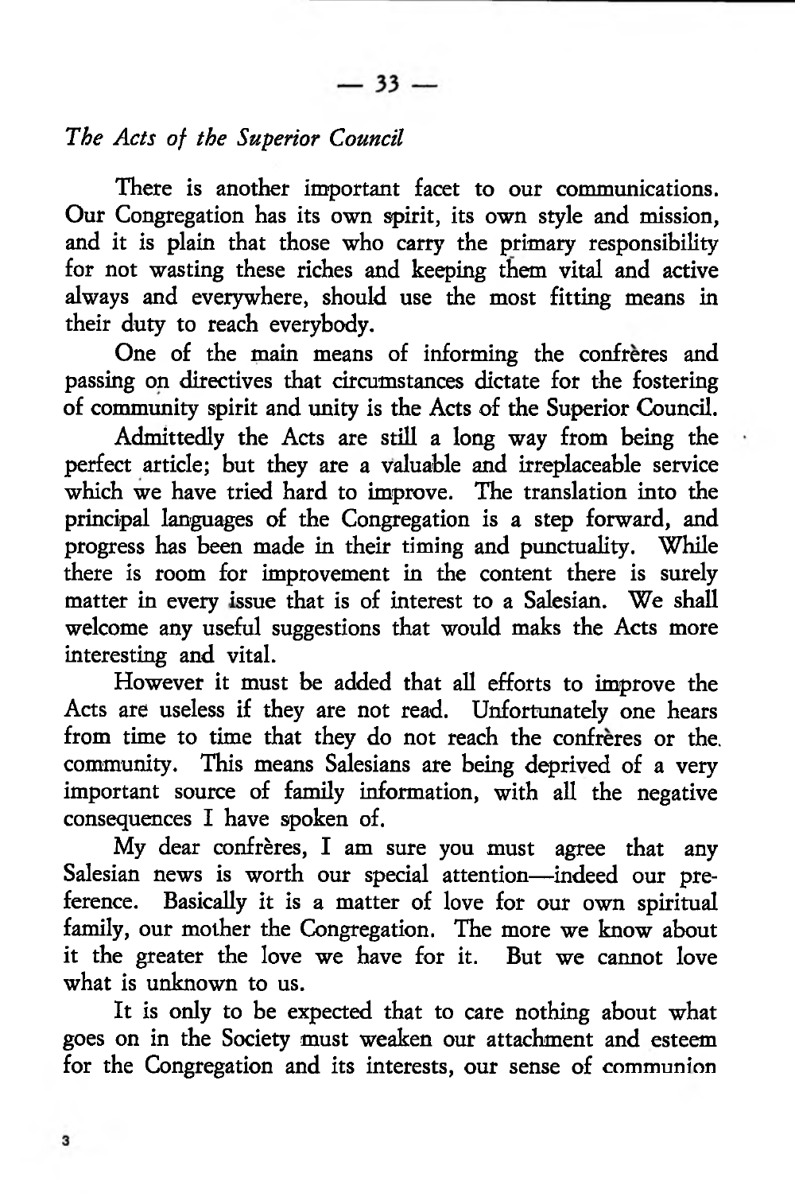*The Acts of the Superior Council*

There is another important facet to our communications. Our Congregation has its own spirit, its own style and mission, and it is plain that those who carry the primary responsibility for not wasting these riches and keeping them vital and active always and everywhere, should use the most fitting means in their duty to reach everybody.

One of the main means of informing the confrères and passing on directives that circumstances dictate for the fostering of community spirit and unity is the Acts of the Superior Council.

Admittedly the Acts are still a long way from being the perfect article; but they are a valuable and irreplaceable service which we have tried hard to improve. The translation into the principal languages of the Congregation is a step forward, and progress has been made in their timing and punctuality. While there is room for improvement in the content there is surely matter in every issue that is of interest to a Salesian. We shall welcome any useful suggestions that would maks the Acts more interesting and vital.

However it must be added that all efforts to improve the Acts are useless if they are not read. Unfortunately one hears from time to time that they do not reach the confrères or the community. This means Salesians are being deprived of a very important source of family information, with all the negative consequences I have spoken of.

My dear confrères, I am sure you must agree that any Salesian news is worth our special attention—indeed our preference. Basically it is a matter of love for our own spiritual family, our mother the Congregation. The more we know about it the greater the love we have for it. But we cannot love what is unknown to us.

It is only to be expected that to care nothing about what goes on in the Society must weaken our attachment and esteem for the Congregation and its interests, our sense of communion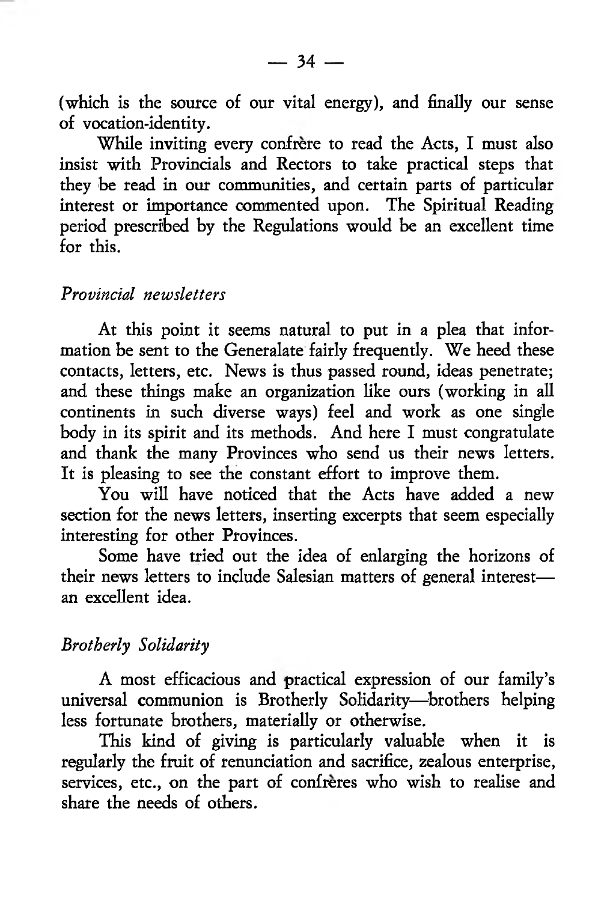(which is the source of our vital energy), and finally our sense of vocation-identity.

While inviting every confrère to read the Acts, I must also insist with Provincials and Rectors to take practical steps that they be read in our communities, and certain parts of particular interest or importance commented upon. The Spiritual Reading period prescribed by the Regulations would be an excellent time for this.

*Provincial newsletters*

At this point it seems natural to put in a plea that information be sent to the Generalate fairly frequently. We heed these contacts, letters, etc. News is thus passed round, ideas penetrate; and these things make an organization like ours (working in all continents in such diverse ways) feel and work as one single body in its spirit and its methods. And here I must congratulate and thank the many Provinces who send us their news letters. It is pleasing to see the constant effort to improve them.

You will have noticed that the Acts have added a new section for the news letters, inserting excerpts that seem especially interesting for other Provinces.

Some have tried out the idea of enlarging the horizons of their news letters to include Salesian matters of general interest—an excellent idea.

*Brotherly Solidarity*

A most efficacious and practical expression of our family's universal communion is Brotherly Solidarity—brothers helping less fortunate brothers, materially or otherwise.

This kind of giving is particularly valuable when it is regularly the fruit of renunciation and sacrifice, zealous enterprise, services, etc., on the part of confrères who wish to realise and share the needs of others.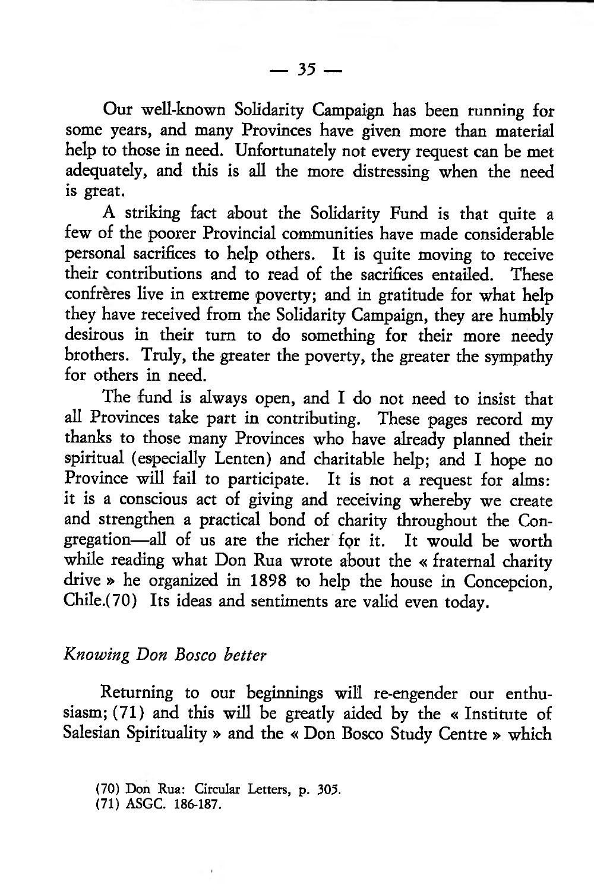Our well-known Solidarity Campaign has been running for some years, and many Provinces have given more than material help to those in need. Unfortunately not every request can be met adequately, and this is all the more distressing when the need is great.

A striking fact about the Solidarity Fund is that quite a few of the poorer Provincial communities have made considerable personal sacrifices to help others. It is quite moving to receive their contributions and to read of the sacrifices entailed. These confrères live in extreme poverty; and in gratitude for what help they have received from the Solidarity Campaign, they are humbly desirous in their turn to do something for their more needy brothers. Truly, the greater the poverty, the greater the sympathy for others in need.

The fund is always open, and I do not need to insist that all Provinces take part in contributing. These pages record my thanks to those many Provinces who have already planned their spiritual (especially Lenten) and charitable help; and I hope no Province will fail to participate. It is not a request for alms: it is a conscious act of giving and receiving whereby we create and strengthen a practical bond of charity throughout the Congregation—all of us are the richer for it. It would be worth while reading what Don Rua wrote about the « fraternal charity drive » he organized in 1898 to help the house in Concepcion, Chile.(70) Its ideas and sentiments are valid even today.

### *Knowing Don Bosco better*

Returning to our beginnings will re-engender our enthusiasm; (71) and this will be greatly aided by the « Institute of Salesian Spirituality » and the « Don Bosco Study Centre » which

(70) Don Rua: Circular Letters, p. 305.
(71) ASGC. 186-187.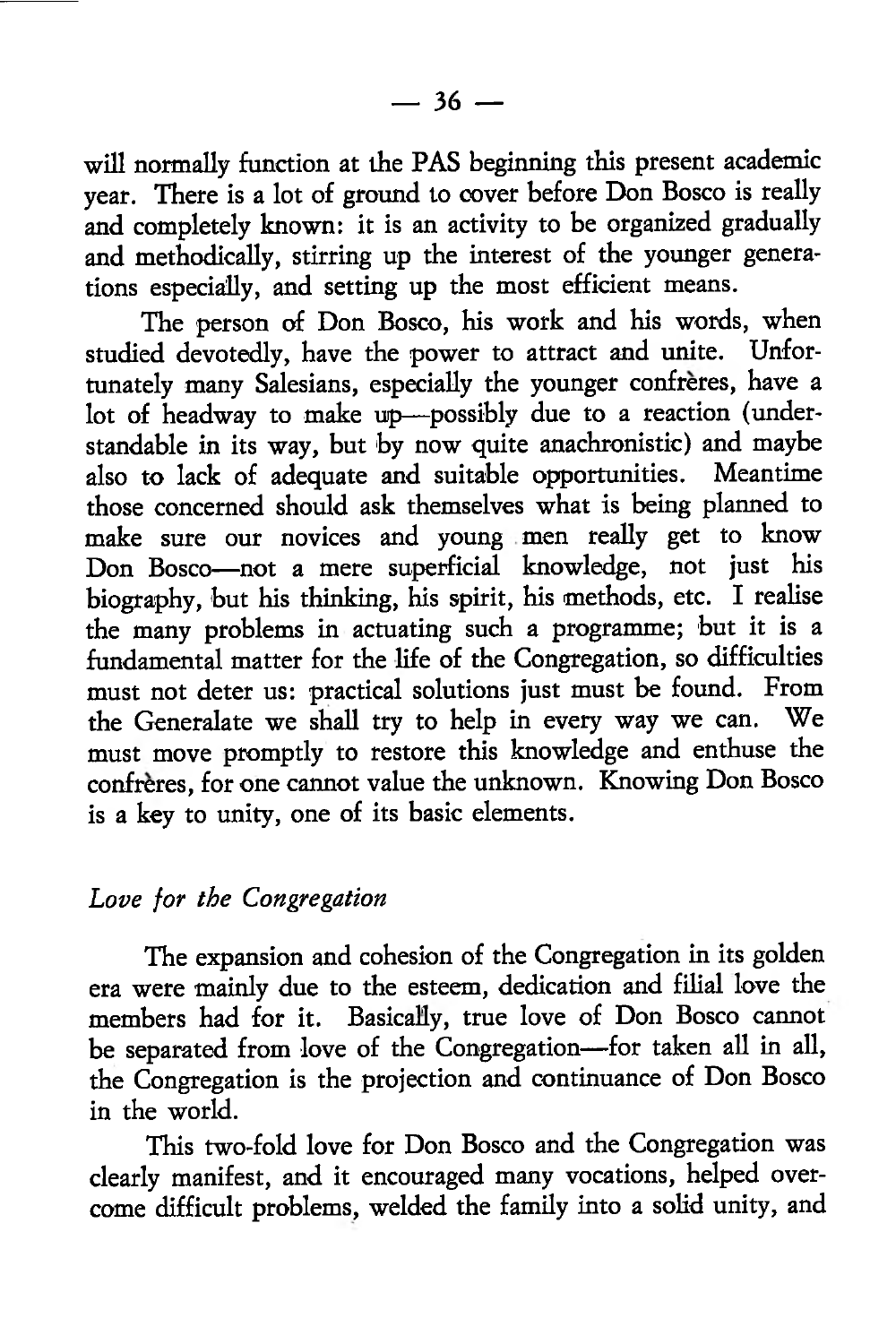will normally function at the PAS beginning this present academic year. There is a lot of ground to cover before Don Bosco is really and completely known: it is an activity to be organized gradually and methodically, stirring up the interest of the younger generations especially, and setting up the most efficient means.

The person of Don Bosco, his work and his words, when studied devotedly, have the power to attract and unite. Unfortunately many Salesians, especially the younger confrères, have a lot of headway to make up—possibly due to a reaction (understandable in its way, but by now quite anachronistic) and maybe also to lack of adequate and suitable opportunities. Meantime those concerned should ask themselves what is being planned to make sure our novices and young men really get to know Don Bosco—not a mere superficial knowledge, not just his biography, but his thinking, his spirit, his methods, etc. I realise the many problems in actuating such a programme; but it is a fundamental matter for the life of the Congregation, so difficulties must not deter us: practical solutions just must be found. From the Generalate we shall try to help in every way we can. We must move promptly to restore this knowledge and enthuse the confrères, for one cannot value the unknown. Knowing Don Bosco is a key to unity, one of its basic elements.

### *Love for the Congregation*

The expansion and cohesion of the Congregation in its golden era were mainly due to the esteem, dedication and filial love the members had for it. Basically, true love of Don Bosco cannot be separated from love of the Congregation—for taken all in all, the Congregation is the projection and continuance of Don Bosco in the world.

This two-fold love for Don Bosco and the Congregation was clearly manifest, and it encouraged many vocations, helped overcome difficult problems, welded the family into a solid unity, and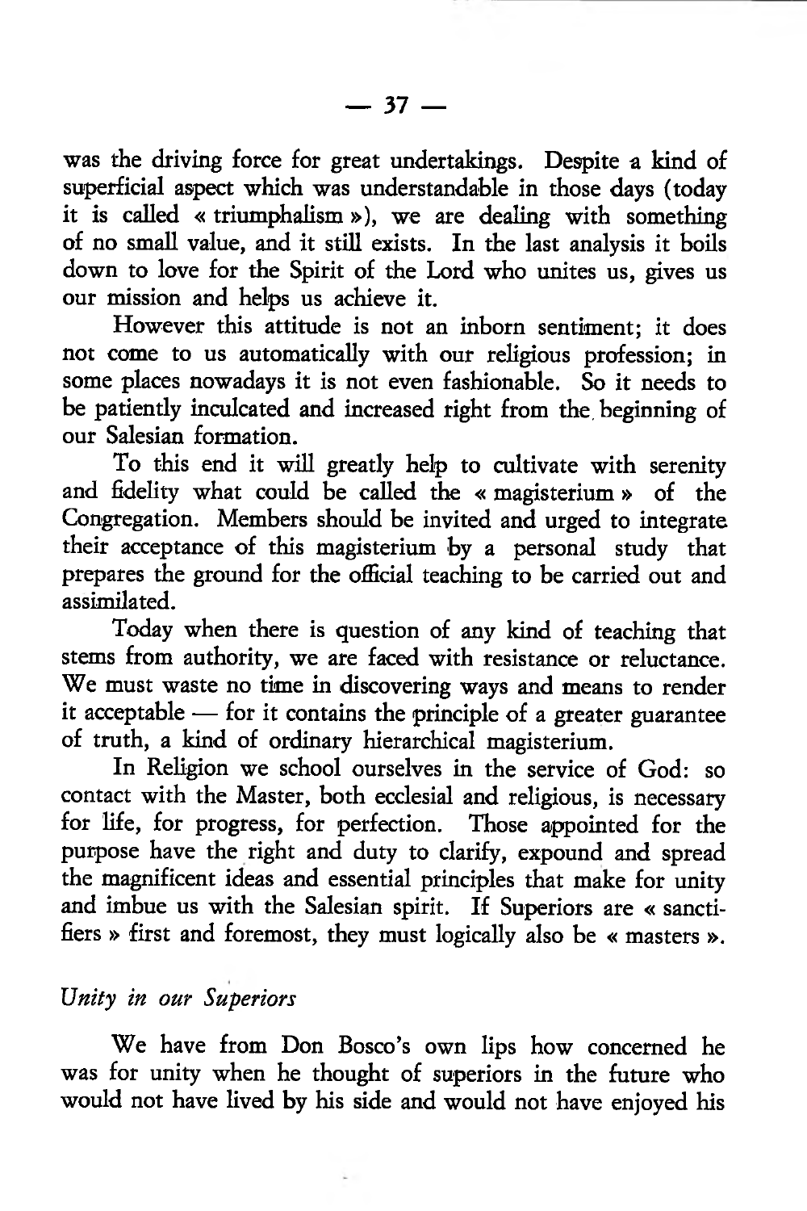was the driving force for great undertakings. Despite a kind of superficial aspect which was understandable in those days (today it is called « triumphalism »), we are dealing with something of no small value, and it still exists. In the last analysis it boils down to love for the Spirit of the Lord who unites us, gives us our mission and helps us achieve it.

However this attitude is not an inborn sentiment; it does not come to us automatically with our religious profession; in some places nowadays it is not even fashionable. So it needs to be patiently inculcated and increased right from the beginning of our Salesian formation.

To this end it will greatly help to cultivate with serenity and fidelity what could be called the « magisterium » of the Congregation. Members should be invited and urged to integrate their acceptance of this magisterium by a personal study that prepares the ground for the official teaching to be carried out and assimilated.

Today when there is question of any kind of teaching that stems from authority, we are faced with resistance or reluctance. We must waste no time in discovering ways and means to render it acceptable — for it contains the principle of a greater guarantee of truth, a kind of ordinary hierarchical magisterium.

In Religion we school ourselves in the service of God: so contact with the Master, both ecclesial and religious, is necessary for life, for progress, for perfection. Those appointed for the purpose have the right and duty to clarify, expound and spread the magnificent ideas and essential principles that make for unity and imbue us with the Salesian spirit. If Superiors are « sanctifiers » first and foremost, they must logically also be « masters ».

*Unity in our Superiors*

We have from Don Bosco's own lips how concerned he was for unity when he thought of superiors in the future who would not have lived by his side and would not have enjoyed his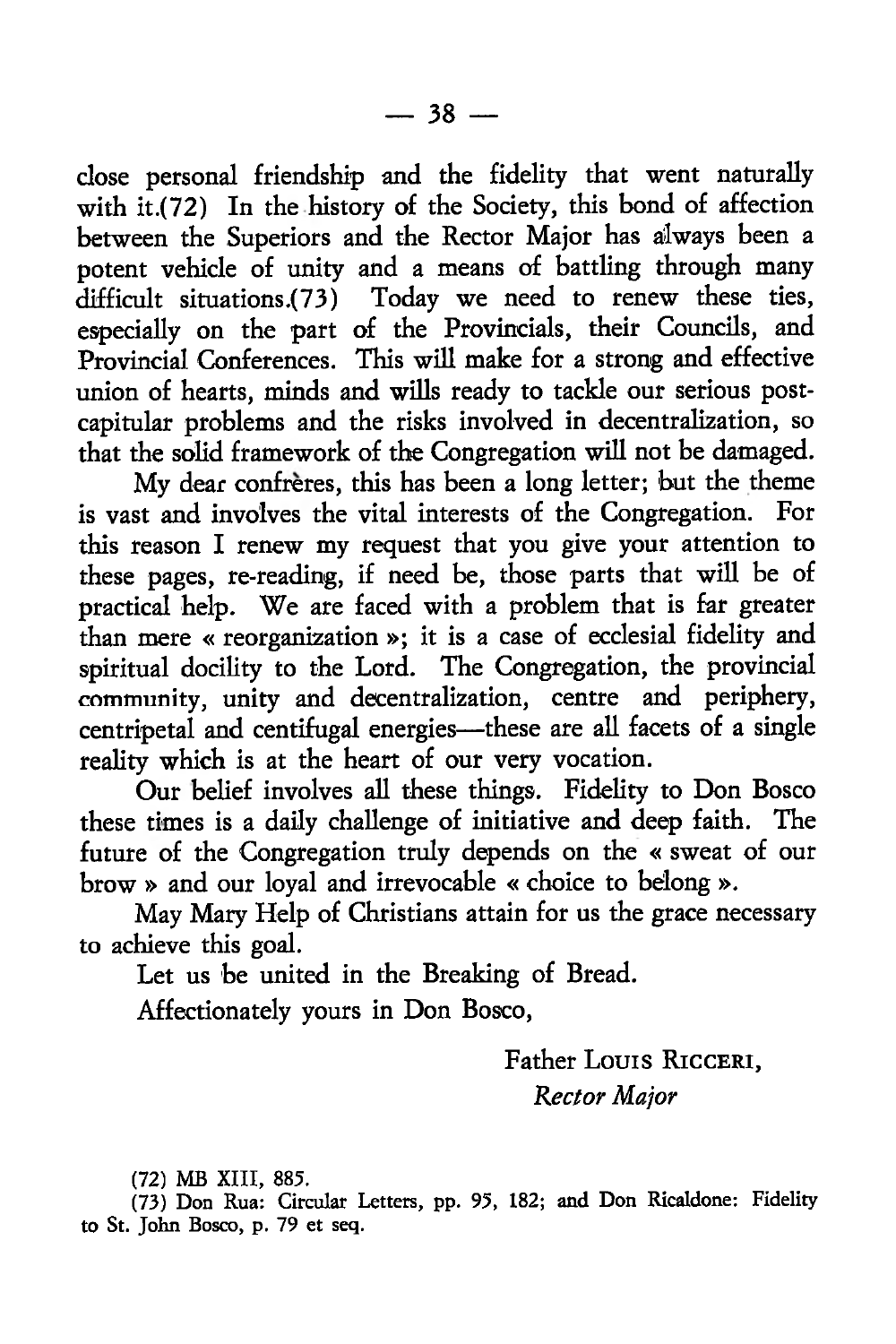close personal friendship and the fidelity that went naturally with it.(72) In the history of the Society, this bond of affection between the Superiors and the Rector Major has always been a potent vehicle of unity and a means of battling through many difficult situations.(73) Today we need to renew these ties, especially on the part of the Provincials, their Councils, and Provincial Conferences. This will make for a strong and effective union of hearts, minds and wills ready to tackle our serious post-capitular problems and the risks involved in decentralization, so that the solid framework of the Congregation will not be damaged.

My dear confrères, this has been a long letter; but the theme is vast and involves the vital interests of the Congregation. For this reason I renew my request that you give your attention to these pages, re-reading, if need be, those parts that will be of practical help. We are faced with a problem that is far greater than mere « reorganization »; it is a case of ecclesial fidelity and spiritual docility to the Lord. The Congregation, the provincial community, unity and decentralization, centre and periphery, centripetal and centifugal energies—these are all facets of a single reality which is at the heart of our very vocation.

Our belief involves all these things. Fidelity to Don Bosco these times is a daily challenge of initiative and deep faith. The future of the Congregation truly depends on the « sweat of our brow » and our loyal and irrevocable « choice to belong ».

May Mary Help of Christians attain for us the grace necessary to achieve this goal.

Let us be united in the Breaking of Bread.

Affectionately yours in Don Bosco,

Father Louis Ricceri,
*Rector Major*

(72) MB XIII, 885.

(73) Don Rua: Circular Letters, pp. 95, 182; and Don Ricaldone: Fidelity to St. John Bosco, p. 79 et seq.